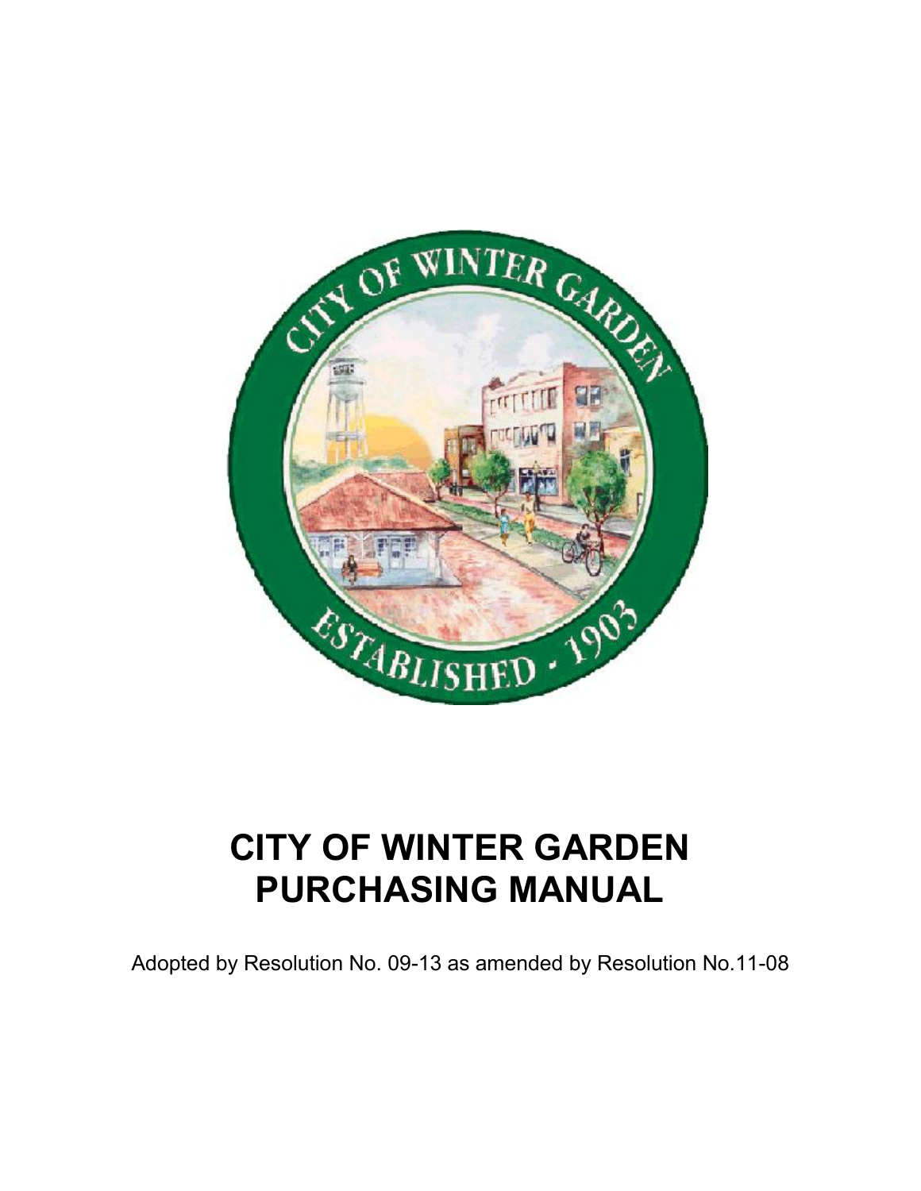# CITY OF WINTER GARDEN PURCHASING MANUAL

Adopted by Resolution No. 09-13 as amended by Resolution No.11-08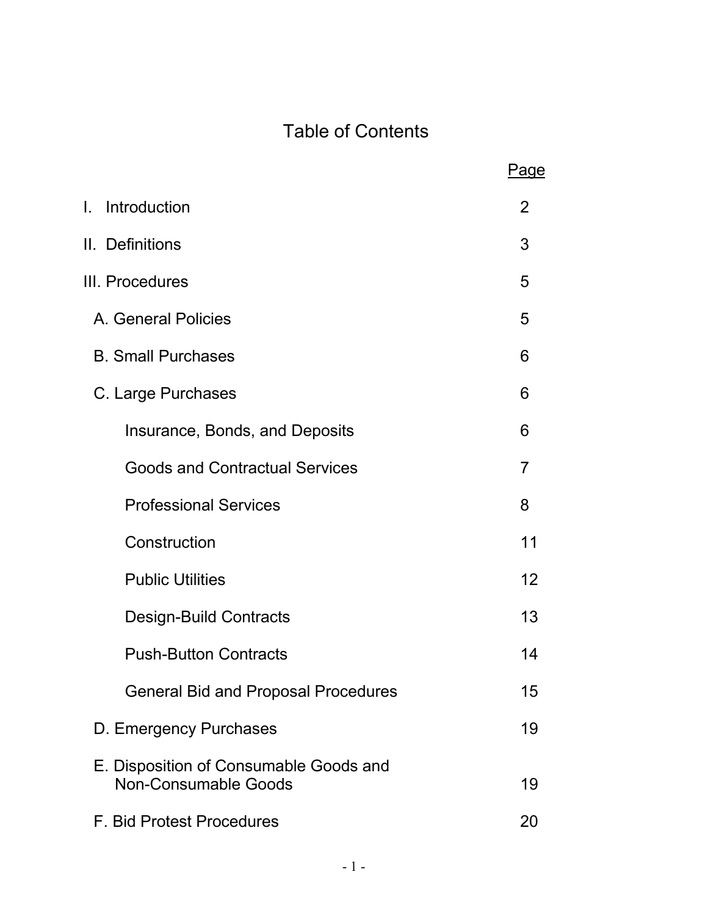# Table of Contents

| | Page |
|---|---|
| I. Introduction | 2 |
| II. Definitions | 3 |
| III. Procedures | 5 |
| A. General Policies | 5 |
| B. Small Purchases | 6 |
| C. Large Purchases | 6 |
| Insurance, Bonds, and Deposits | 6 |
| Goods and Contractual Services | 7 |
| Professional Services | 8 |
| Construction | 11 |
| Public Utilities | 12 |
| Design-Build Contracts | 13 |
| Push-Button Contracts | 14 |
| General Bid and Proposal Procedures | 15 |
| D. Emergency Purchases | 19 |
| E. Disposition of Consumable Goods and Non-Consumable Goods | 19 |
| F. Bid Protest Procedures | 20 |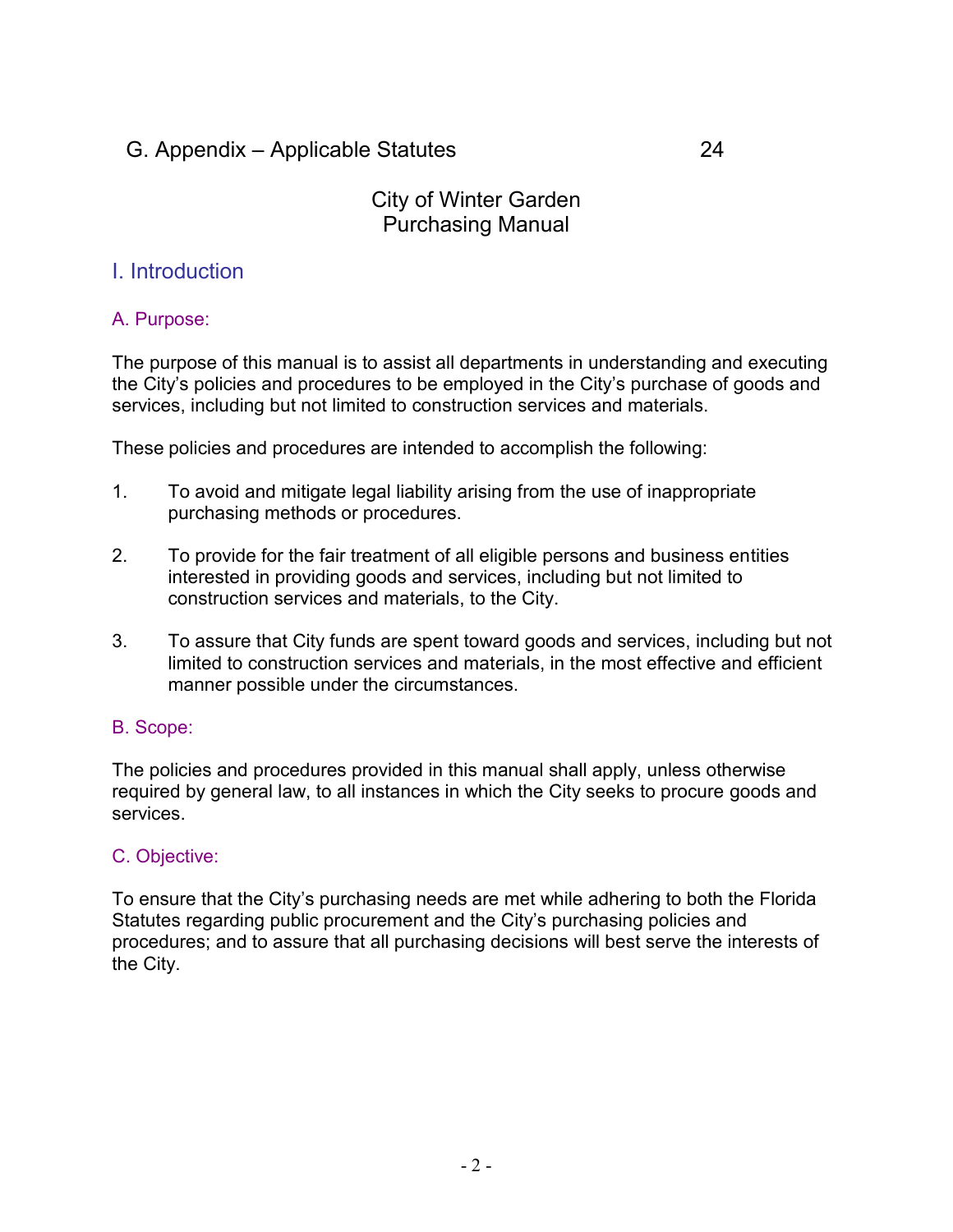G. Appendix – Applicable Statutes 24

# City of Winter Garden Purchasing Manual

## I. Introduction

### A. Purpose:

The purpose of this manual is to assist all departments in understanding and executing the City's policies and procedures to be employed in the City's purchase of goods and services, including but not limited to construction services and materials.

These policies and procedures are intended to accomplish the following:

1. To avoid and mitigate legal liability arising from the use of inappropriate purchasing methods or procedures.

2. To provide for the fair treatment of all eligible persons and business entities interested in providing goods and services, including but not limited to construction services and materials, to the City.

3. To assure that City funds are spent toward goods and services, including but not limited to construction services and materials, in the most effective and efficient manner possible under the circumstances.

### B. Scope:

The policies and procedures provided in this manual shall apply, unless otherwise required by general law, to all instances in which the City seeks to procure goods and services.

### C. Objective:

To ensure that the City's purchasing needs are met while adhering to both the Florida Statutes regarding public procurement and the City's purchasing policies and procedures; and to assure that all purchasing decisions will best serve the interests of the City.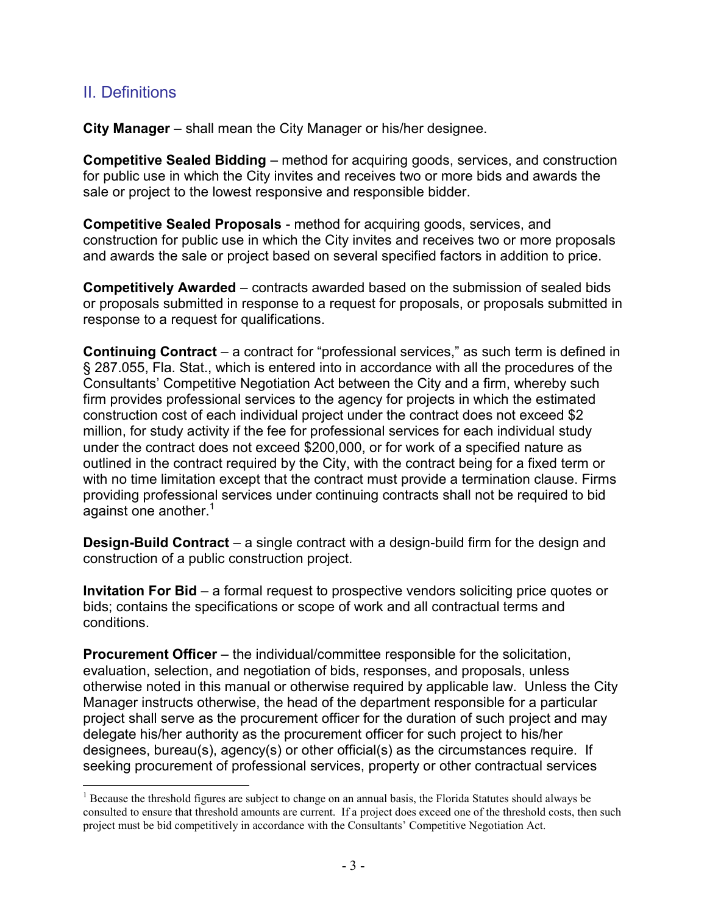## II. Definitions

**City Manager** – shall mean the City Manager or his/her designee.

**Competitive Sealed Bidding** – method for acquiring goods, services, and construction for public use in which the City invites and receives two or more bids and awards the sale or project to the lowest responsive and responsible bidder.

**Competitive Sealed Proposals** - method for acquiring goods, services, and construction for public use in which the City invites and receives two or more proposals and awards the sale or project based on several specified factors in addition to price.

**Competitively Awarded** – contracts awarded based on the submission of sealed bids or proposals submitted in response to a request for proposals, or proposals submitted in response to a request for qualifications.

**Continuing Contract** – a contract for "professional services," as such term is defined in § 287.055, Fla. Stat., which is entered into in accordance with all the procedures of the Consultants' Competitive Negotiation Act between the City and a firm, whereby such firm provides professional services to the agency for projects in which the estimated construction cost of each individual project under the contract does not exceed $2 million, for study activity if the fee for professional services for each individual study under the contract does not exceed $200,000, or for work of a specified nature as outlined in the contract required by the City, with the contract being for a fixed term or with no time limitation except that the contract must provide a termination clause. Firms providing professional services under continuing contracts shall not be required to bid against one another.[1]

**Design-Build Contract** – a single contract with a design-build firm for the design and construction of a public construction project.

**Invitation For Bid** – a formal request to prospective vendors soliciting price quotes or bids; contains the specifications or scope of work and all contractual terms and conditions.

**Procurement Officer** – the individual/committee responsible for the solicitation, evaluation, selection, and negotiation of bids, responses, and proposals, unless otherwise noted in this manual or otherwise required by applicable law. Unless the City Manager instructs otherwise, the head of the department responsible for a particular project shall serve as the procurement officer for the duration of such project and may delegate his/her authority as the procurement officer for such project to his/her designees, bureau(s), agency(s) or other official(s) as the circumstances require. If seeking procurement of professional services, property or other contractual services

---

[1] Because the threshold figures are subject to change on an annual basis, the Florida Statutes should always be consulted to ensure that threshold amounts are current. If a project does exceed one of the threshold costs, then such project must be bid competitively in accordance with the Consultants' Competitive Negotiation Act.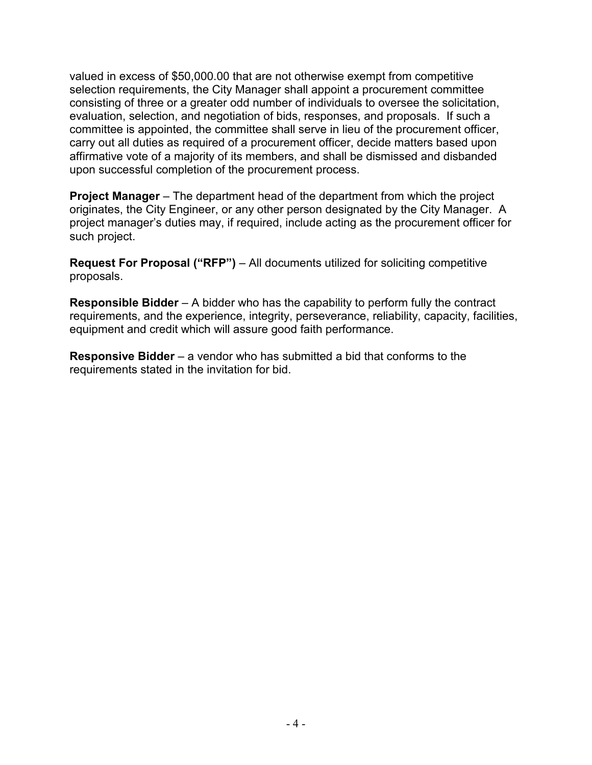valued in excess of $50,000.00 that are not otherwise exempt from competitive selection requirements, the City Manager shall appoint a procurement committee consisting of three or a greater odd number of individuals to oversee the solicitation, evaluation, selection, and negotiation of bids, responses, and proposals. If such a committee is appointed, the committee shall serve in lieu of the procurement officer, carry out all duties as required of a procurement officer, decide matters based upon affirmative vote of a majority of its members, and shall be dismissed and disbanded upon successful completion of the procurement process.

**Project Manager** – The department head of the department from which the project originates, the City Engineer, or any other person designated by the City Manager. A project manager's duties may, if required, include acting as the procurement officer for such project.

**Request For Proposal ("RFP")** – All documents utilized for soliciting competitive proposals.

**Responsible Bidder** – A bidder who has the capability to perform fully the contract requirements, and the experience, integrity, perseverance, reliability, capacity, facilities, equipment and credit which will assure good faith performance.

**Responsive Bidder** – a vendor who has submitted a bid that conforms to the requirements stated in the invitation for bid.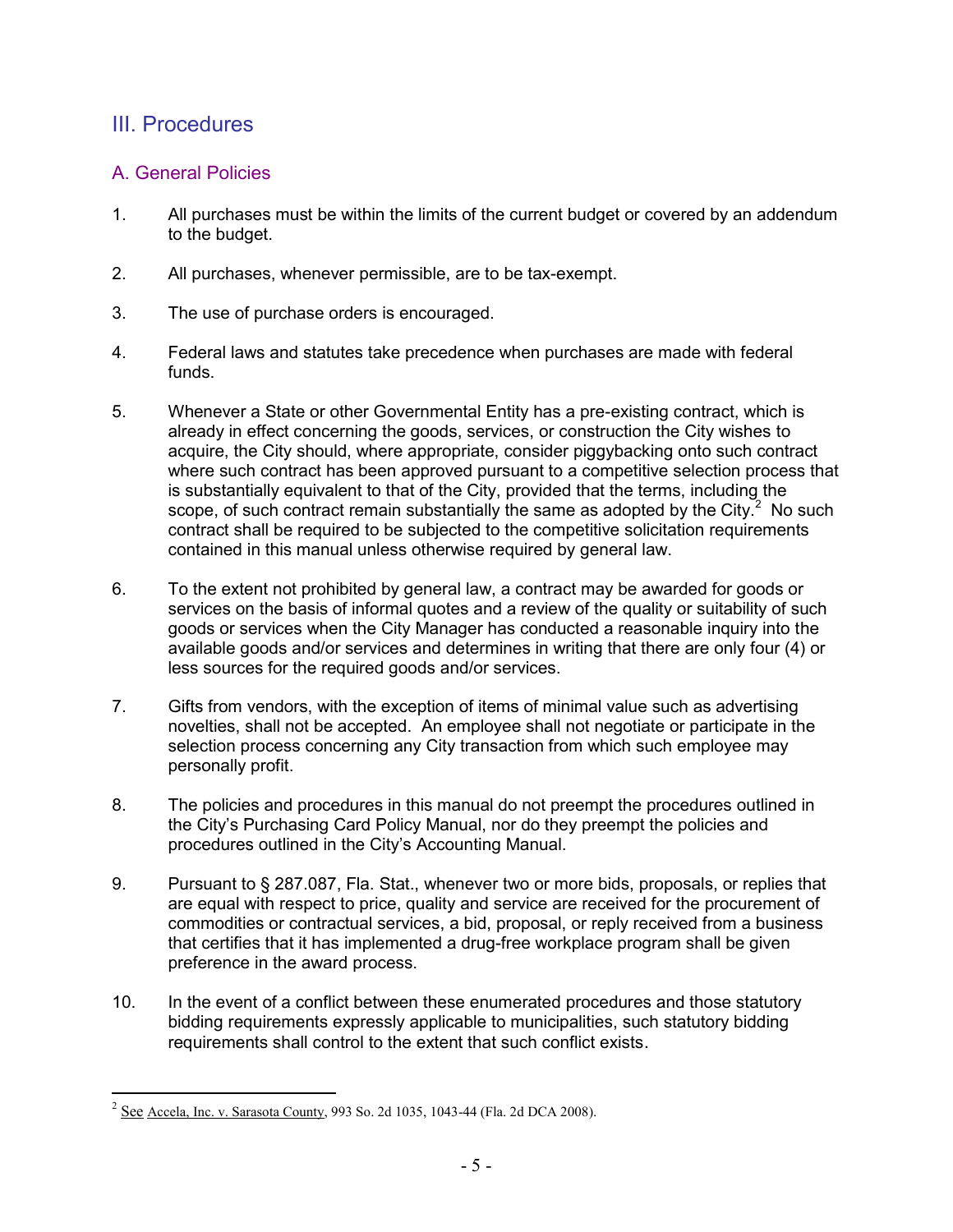## III. Procedures

### A. General Policies

1. All purchases must be within the limits of the current budget or covered by an addendum to the budget.

2. All purchases, whenever permissible, are to be tax-exempt.

3. The use of purchase orders is encouraged.

4. Federal laws and statutes take precedence when purchases are made with federal funds.

5. Whenever a State or other Governmental Entity has a pre-existing contract, which is already in effect concerning the goods, services, or construction the City wishes to acquire, the City should, where appropriate, consider piggybacking onto such contract where such contract has been approved pursuant to a competitive selection process that is substantially equivalent to that of the City, provided that the terms, including the scope, of such contract remain substantially the same as adopted by the City.[2] No such contract shall be required to be subjected to the competitive solicitation requirements contained in this manual unless otherwise required by general law.

6. To the extent not prohibited by general law, a contract may be awarded for goods or services on the basis of informal quotes and a review of the quality or suitability of such goods or services when the City Manager has conducted a reasonable inquiry into the available goods and/or services and determines in writing that there are only four (4) or less sources for the required goods and/or services.

7. Gifts from vendors, with the exception of items of minimal value such as advertising novelties, shall not be accepted. An employee shall not negotiate or participate in the selection process concerning any City transaction from which such employee may personally profit.

8. The policies and procedures in this manual do not preempt the procedures outlined in the City's Purchasing Card Policy Manual, nor do they preempt the policies and procedures outlined in the City's Accounting Manual.

9. Pursuant to § 287.087, Fla. Stat., whenever two or more bids, proposals, or replies that are equal with respect to price, quality and service are received for the procurement of commodities or contractual services, a bid, proposal, or reply received from a business that certifies that it has implemented a drug-free workplace program shall be given preference in the award process.

10. In the event of a conflict between these enumerated procedures and those statutory bidding requirements expressly applicable to municipalities, such statutory bidding requirements shall control to the extent that such conflict exists.

---

[2] See Accela, Inc. v. Sarasota County, 993 So. 2d 1035, 1043-44 (Fla. 2d DCA 2008).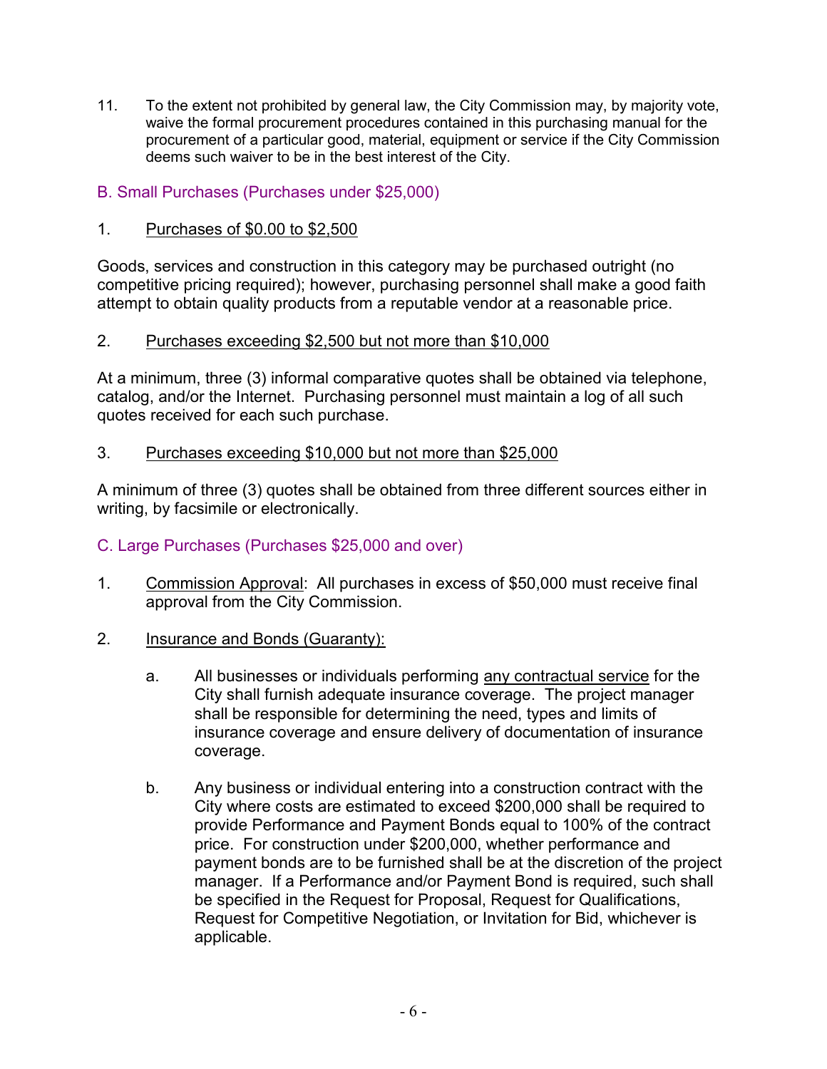11. To the extent not prohibited by general law, the City Commission may, by majority vote, waive the formal procurement procedures contained in this purchasing manual for the procurement of a particular good, material, equipment or service if the City Commission deems such waiver to be in the best interest of the City.

## B. Small Purchases (Purchases under $25,000)

1. Purchases of $0.00 to $2,500

Goods, services and construction in this category may be purchased outright (no competitive pricing required); however, purchasing personnel shall make a good faith attempt to obtain quality products from a reputable vendor at a reasonable price.

2. Purchases exceeding $2,500 but not more than $10,000

At a minimum, three (3) informal comparative quotes shall be obtained via telephone, catalog, and/or the Internet. Purchasing personnel must maintain a log of all such quotes received for each such purchase.

3. Purchases exceeding $10,000 but not more than $25,000

A minimum of three (3) quotes shall be obtained from three different sources either in writing, by facsimile or electronically.

## C. Large Purchases (Purchases $25,000 and over)

1. Commission Approval: All purchases in excess of $50,000 must receive final approval from the City Commission.

2. Insurance and Bonds (Guaranty):

   a. All businesses or individuals performing any contractual service for the City shall furnish adequate insurance coverage. The project manager shall be responsible for determining the need, types and limits of insurance coverage and ensure delivery of documentation of insurance coverage.

   b. Any business or individual entering into a construction contract with the City where costs are estimated to exceed $200,000 shall be required to provide Performance and Payment Bonds equal to 100% of the contract price. For construction under $200,000, whether performance and payment bonds are to be furnished shall be at the discretion of the project manager. If a Performance and/or Payment Bond is required, such shall be specified in the Request for Proposal, Request for Qualifications, Request for Competitive Negotiation, or Invitation for Bid, whichever is applicable.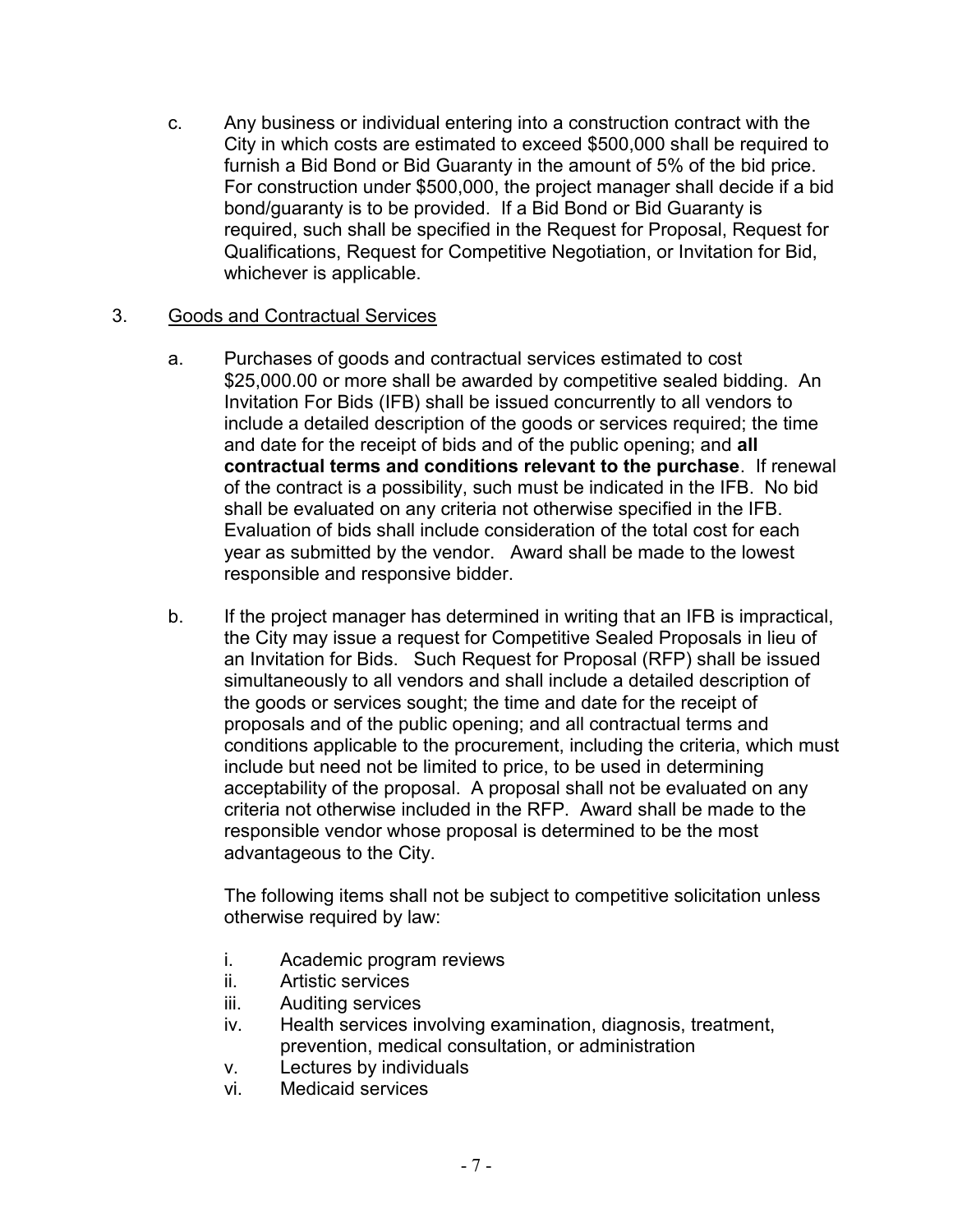c. Any business or individual entering into a construction contract with the City in which costs are estimated to exceed $500,000 shall be required to furnish a Bid Bond or Bid Guaranty in the amount of 5% of the bid price. For construction under $500,000, the project manager shall decide if a bid bond/guaranty is to be provided. If a Bid Bond or Bid Guaranty is required, such shall be specified in the Request for Proposal, Request for Qualifications, Request for Competitive Negotiation, or Invitation for Bid, whichever is applicable.

3. <u>Goods and Contractual Services</u>

a. Purchases of goods and contractual services estimated to cost $25,000.00 or more shall be awarded by competitive sealed bidding. An Invitation For Bids (IFB) shall be issued concurrently to all vendors to include a detailed description of the goods or services required; the time and date for the receipt of bids and of the public opening; and **all contractual terms and conditions relevant to the purchase**. If renewal of the contract is a possibility, such must be indicated in the IFB. No bid shall be evaluated on any criteria not otherwise specified in the IFB. Evaluation of bids shall include consideration of the total cost for each year as submitted by the vendor. Award shall be made to the lowest responsible and responsive bidder.

b. If the project manager has determined in writing that an IFB is impractical, the City may issue a request for Competitive Sealed Proposals in lieu of an Invitation for Bids. Such Request for Proposal (RFP) shall be issued simultaneously to all vendors and shall include a detailed description of the goods or services sought; the time and date for the receipt of proposals and of the public opening; and all contractual terms and conditions applicable to the procurement, including the criteria, which must include but need not be limited to price, to be used in determining acceptability of the proposal. A proposal shall not be evaluated on any criteria not otherwise included in the RFP. Award shall be made to the responsible vendor whose proposal is determined to be the most advantageous to the City.

The following items shall not be subject to competitive solicitation unless otherwise required by law:

i. Academic program reviews
ii. Artistic services
iii. Auditing services
iv. Health services involving examination, diagnosis, treatment, prevention, medical consultation, or administration
v. Lectures by individuals
vi. Medicaid services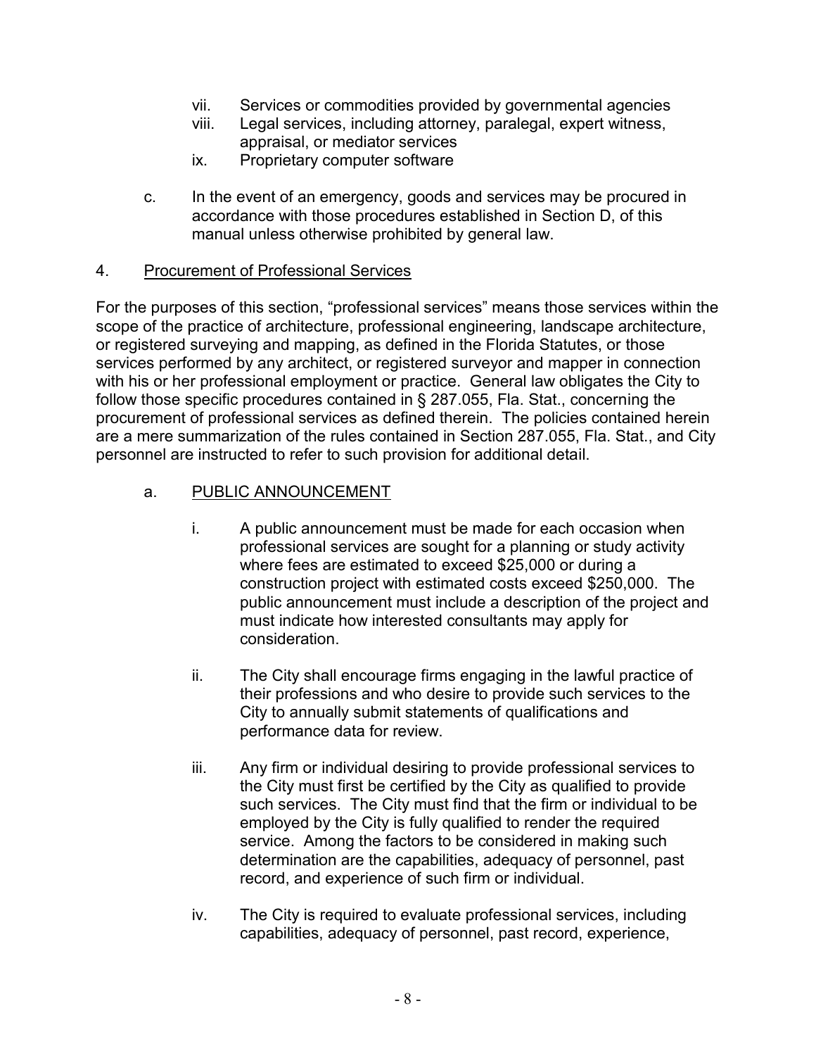vii. Services or commodities provided by governmental agencies

viii. Legal services, including attorney, paralegal, expert witness, appraisal, or mediator services

ix. Proprietary computer software

c. In the event of an emergency, goods and services may be procured in accordance with those procedures established in Section D, of this manual unless otherwise prohibited by general law.

4. <u>Procurement of Professional Services</u>

For the purposes of this section, "professional services" means those services within the scope of the practice of architecture, professional engineering, landscape architecture, or registered surveying and mapping, as defined in the Florida Statutes, or those services performed by any architect, or registered surveyor and mapper in connection with his or her professional employment or practice. General law obligates the City to follow those specific procedures contained in § 287.055, Fla. Stat., concerning the procurement of professional services as defined therein. The policies contained herein are a mere summarization of the rules contained in Section 287.055, Fla. Stat., and City personnel are instructed to refer to such provision for additional detail.

a. <u>PUBLIC ANNOUNCEMENT</u>

i. A public announcement must be made for each occasion when professional services are sought for a planning or study activity where fees are estimated to exceed $25,000 or during a construction project with estimated costs exceed $250,000. The public announcement must include a description of the project and must indicate how interested consultants may apply for consideration.

ii. The City shall encourage firms engaging in the lawful practice of their professions and who desire to provide such services to the City to annually submit statements of qualifications and performance data for review.

iii. Any firm or individual desiring to provide professional services to the City must first be certified by the City as qualified to provide such services. The City must find that the firm or individual to be employed by the City is fully qualified to render the required service. Among the factors to be considered in making such determination are the capabilities, adequacy of personnel, past record, and experience of such firm or individual.

iv. The City is required to evaluate professional services, including capabilities, adequacy of personnel, past record, experience,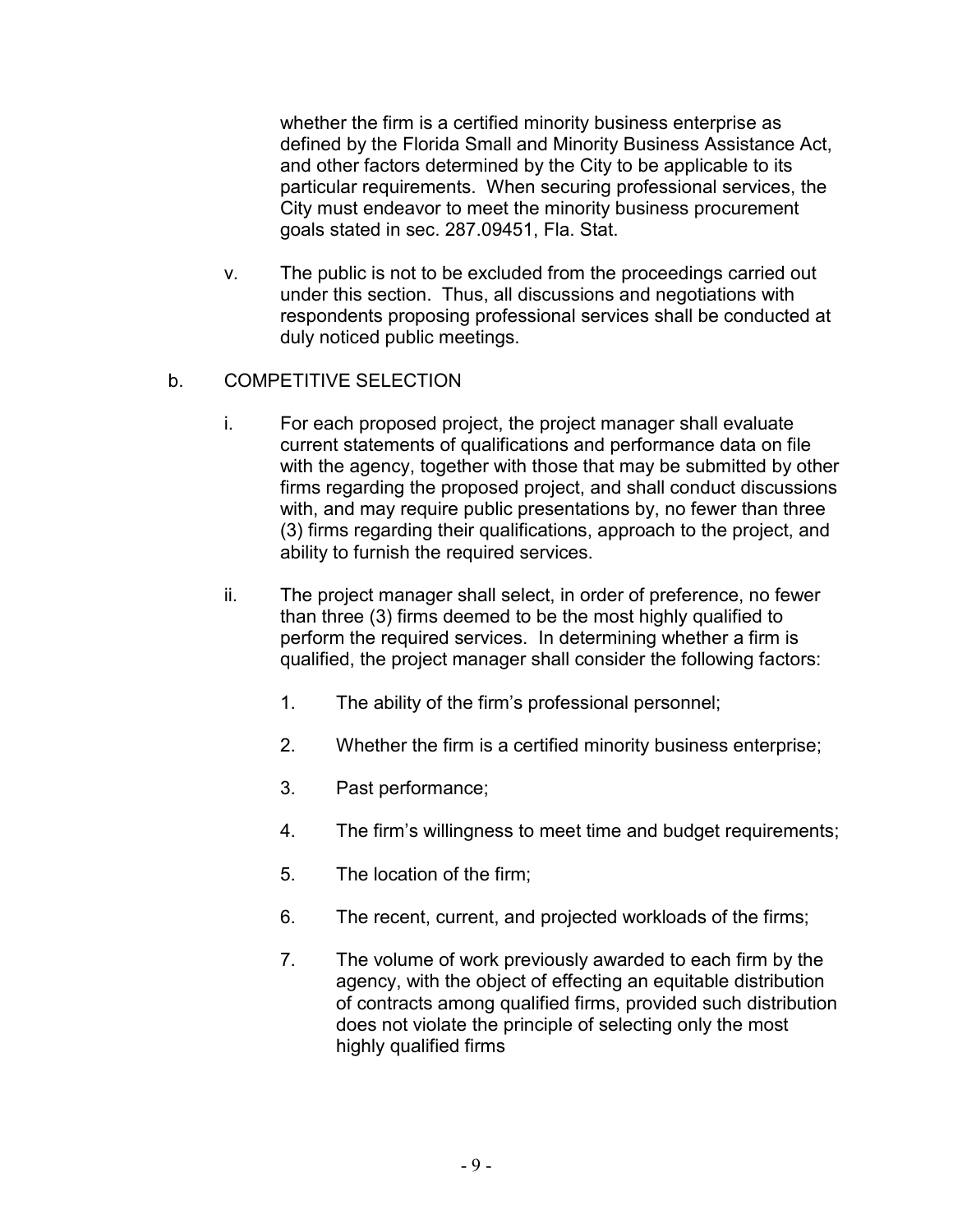whether the firm is a certified minority business enterprise as defined by the Florida Small and Minority Business Assistance Act, and other factors determined by the City to be applicable to its particular requirements. When securing professional services, the City must endeavor to meet the minority business procurement goals stated in sec. 287.09451, Fla. Stat.

v. The public is not to be excluded from the proceedings carried out under this section. Thus, all discussions and negotiations with respondents proposing professional services shall be conducted at duly noticed public meetings.

b. COMPETITIVE SELECTION

i. For each proposed project, the project manager shall evaluate current statements of qualifications and performance data on file with the agency, together with those that may be submitted by other firms regarding the proposed project, and shall conduct discussions with, and may require public presentations by, no fewer than three (3) firms regarding their qualifications, approach to the project, and ability to furnish the required services.

ii. The project manager shall select, in order of preference, no fewer than three (3) firms deemed to be the most highly qualified to perform the required services. In determining whether a firm is qualified, the project manager shall consider the following factors:

1. The ability of the firm's professional personnel;

2. Whether the firm is a certified minority business enterprise;

3. Past performance;

4. The firm's willingness to meet time and budget requirements;

5. The location of the firm;

6. The recent, current, and projected workloads of the firms;

7. The volume of work previously awarded to each firm by the agency, with the object of effecting an equitable distribution of contracts among qualified firms, provided such distribution does not violate the principle of selecting only the most highly qualified firms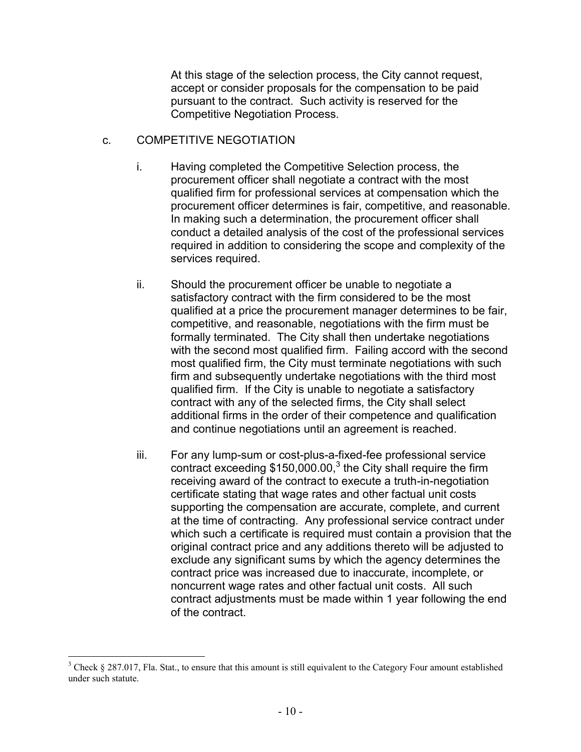At this stage of the selection process, the City cannot request, accept or consider proposals for the compensation to be paid pursuant to the contract. Such activity is reserved for the Competitive Negotiation Process.

c. COMPETITIVE NEGOTIATION

i. Having completed the Competitive Selection process, the procurement officer shall negotiate a contract with the most qualified firm for professional services at compensation which the procurement officer determines is fair, competitive, and reasonable. In making such a determination, the procurement officer shall conduct a detailed analysis of the cost of the professional services required in addition to considering the scope and complexity of the services required.

ii. Should the procurement officer be unable to negotiate a satisfactory contract with the firm considered to be the most qualified at a price the procurement manager determines to be fair, competitive, and reasonable, negotiations with the firm must be formally terminated. The City shall then undertake negotiations with the second most qualified firm. Failing accord with the second most qualified firm, the City must terminate negotiations with such firm and subsequently undertake negotiations with the third most qualified firm. If the City is unable to negotiate a satisfactory contract with any of the selected firms, the City shall select additional firms in the order of their competence and qualification and continue negotiations until an agreement is reached.

iii. For any lump-sum or cost-plus-a-fixed-fee professional service contract exceeding $150,000.00,[3] the City shall require the firm receiving award of the contract to execute a truth-in-negotiation certificate stating that wage rates and other factual unit costs supporting the compensation are accurate, complete, and current at the time of contracting. Any professional service contract under which such a certificate is required must contain a provision that the original contract price and any additions thereto will be adjusted to exclude any significant sums by which the agency determines the contract price was increased due to inaccurate, incomplete, or noncurrent wage rates and other factual unit costs. All such contract adjustments must be made within 1 year following the end of the contract.

---

[3] Check § 287.017, Fla. Stat., to ensure that this amount is still equivalent to the Category Four amount established under such statute.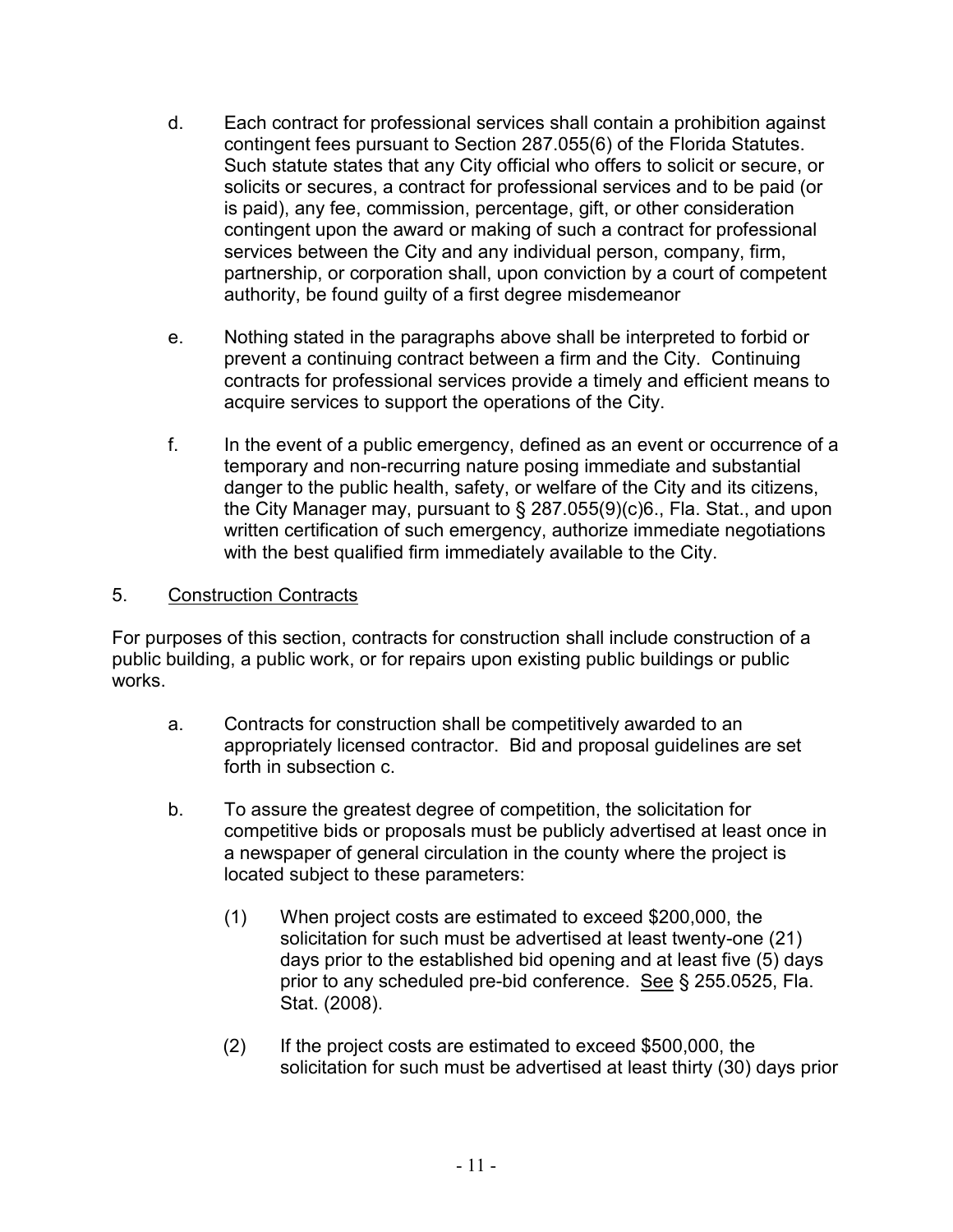d. Each contract for professional services shall contain a prohibition against contingent fees pursuant to Section 287.055(6) of the Florida Statutes. Such statute states that any City official who offers to solicit or secure, or solicits or secures, a contract for professional services and to be paid (or is paid), any fee, commission, percentage, gift, or other consideration contingent upon the award or making of such a contract for professional services between the City and any individual person, company, firm, partnership, or corporation shall, upon conviction by a court of competent authority, be found guilty of a first degree misdemeanor

e. Nothing stated in the paragraphs above shall be interpreted to forbid or prevent a continuing contract between a firm and the City. Continuing contracts for professional services provide a timely and efficient means to acquire services to support the operations of the City.

f. In the event of a public emergency, defined as an event or occurrence of a temporary and non-recurring nature posing immediate and substantial danger to the public health, safety, or welfare of the City and its citizens, the City Manager may, pursuant to § 287.055(9)(c)6., Fla. Stat., and upon written certification of such emergency, authorize immediate negotiations with the best qualified firm immediately available to the City.

5. <u>Construction Contracts</u>

For purposes of this section, contracts for construction shall include construction of a public building, a public work, or for repairs upon existing public buildings or public works.

a. Contracts for construction shall be competitively awarded to an appropriately licensed contractor. Bid and proposal guidelines are set forth in subsection c.

b. To assure the greatest degree of competition, the solicitation for competitive bids or proposals must be publicly advertised at least once in a newspaper of general circulation in the county where the project is located subject to these parameters:

(1) When project costs are estimated to exceed $200,000, the solicitation for such must be advertised at least twenty-one (21) days prior to the established bid opening and at least five (5) days prior to any scheduled pre-bid conference. <u>See</u> § 255.0525, Fla. Stat. (2008).

(2) If the project costs are estimated to exceed $500,000, the solicitation for such must be advertised at least thirty (30) days prior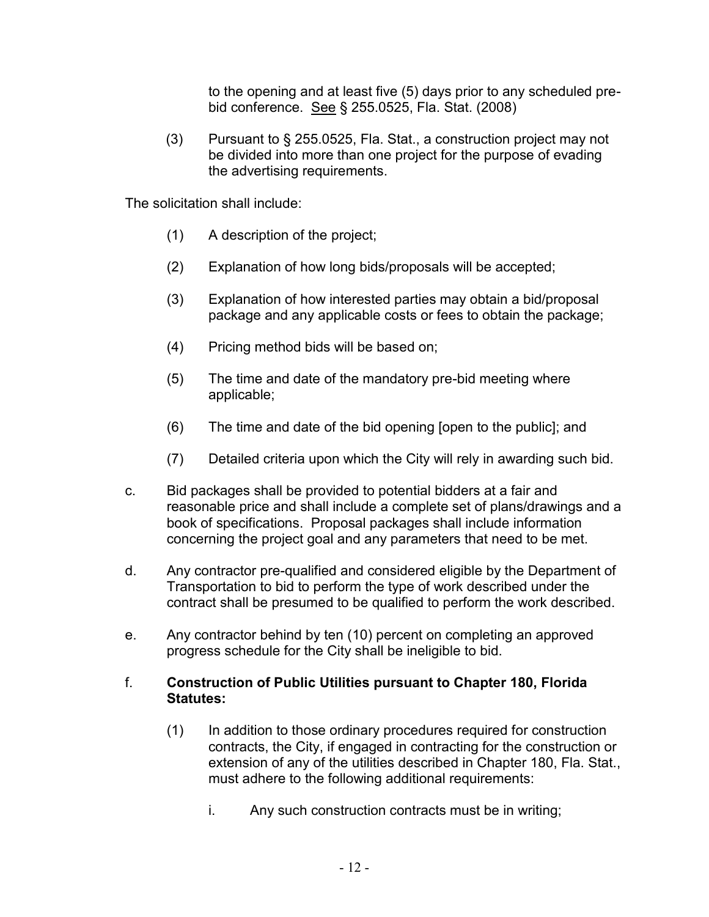to the opening and at least five (5) days prior to any scheduled pre-bid conference. See § 255.0525, Fla. Stat. (2008)

(3) Pursuant to § 255.0525, Fla. Stat., a construction project may not be divided into more than one project for the purpose of evading the advertising requirements.

The solicitation shall include:

(1) A description of the project;

(2) Explanation of how long bids/proposals will be accepted;

(3) Explanation of how interested parties may obtain a bid/proposal package and any applicable costs or fees to obtain the package;

(4) Pricing method bids will be based on;

(5) The time and date of the mandatory pre-bid meeting where applicable;

(6) The time and date of the bid opening [open to the public]; and

(7) Detailed criteria upon which the City will rely in awarding such bid.

c. Bid packages shall be provided to potential bidders at a fair and reasonable price and shall include a complete set of plans/drawings and a book of specifications. Proposal packages shall include information concerning the project goal and any parameters that need to be met.

d. Any contractor pre-qualified and considered eligible by the Department of Transportation to bid to perform the type of work described under the contract shall be presumed to be qualified to perform the work described.

e. Any contractor behind by ten (10) percent on completing an approved progress schedule for the City shall be ineligible to bid.

f. **Construction of Public Utilities pursuant to Chapter 180, Florida Statutes:**

(1) In addition to those ordinary procedures required for construction contracts, the City, if engaged in contracting for the construction or extension of any of the utilities described in Chapter 180, Fla. Stat., must adhere to the following additional requirements:

i. Any such construction contracts must be in writing;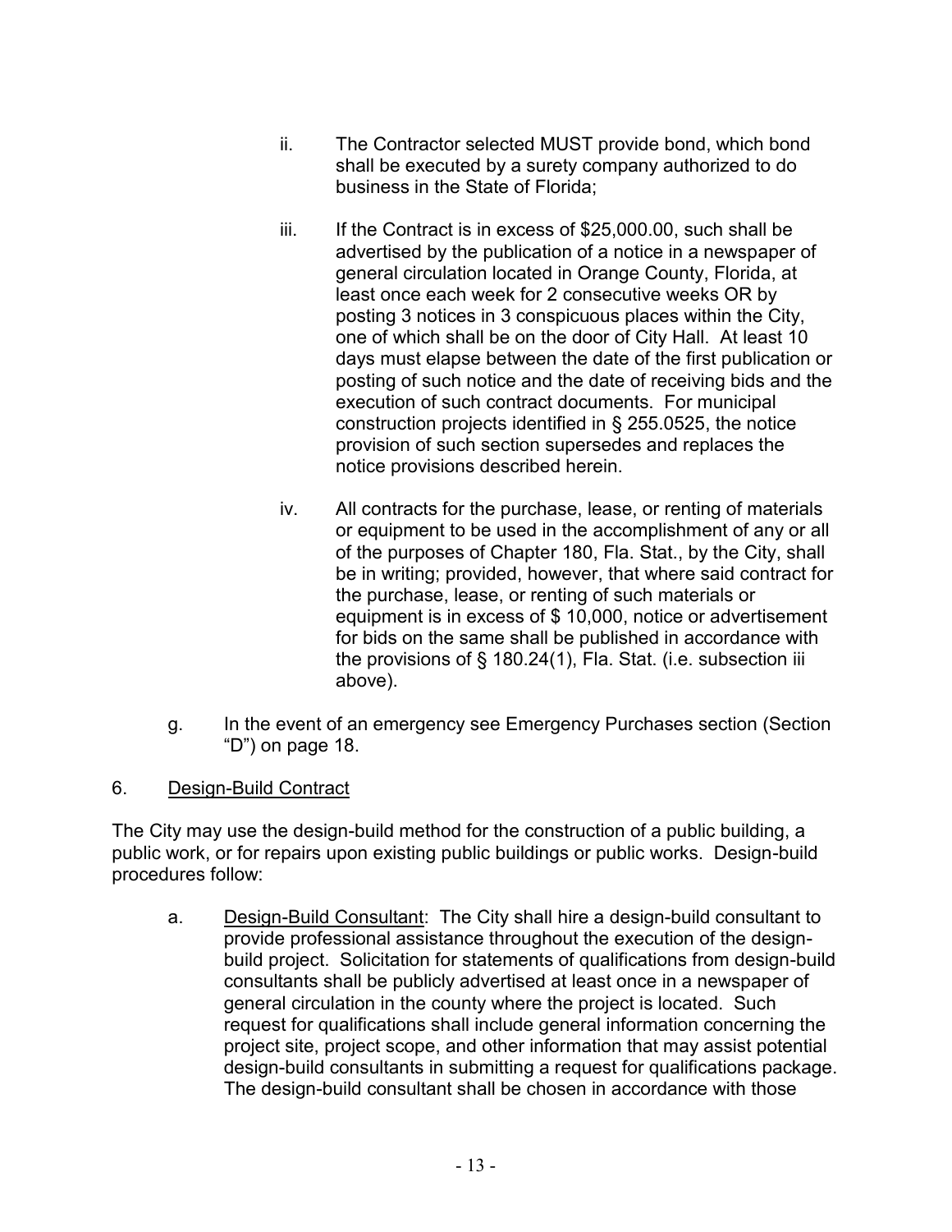ii. The Contractor selected MUST provide bond, which bond shall be executed by a surety company authorized to do business in the State of Florida;

iii. If the Contract is in excess of $25,000.00, such shall be advertised by the publication of a notice in a newspaper of general circulation located in Orange County, Florida, at least once each week for 2 consecutive weeks OR by posting 3 notices in 3 conspicuous places within the City, one of which shall be on the door of City Hall. At least 10 days must elapse between the date of the first publication or posting of such notice and the date of receiving bids and the execution of such contract documents. For municipal construction projects identified in § 255.0525, the notice provision of such section supersedes and replaces the notice provisions described herein.

iv. All contracts for the purchase, lease, or renting of materials or equipment to be used in the accomplishment of any or all of the purposes of Chapter 180, Fla. Stat., by the City, shall be in writing; provided, however, that where said contract for the purchase, lease, or renting of such materials or equipment is in excess of $ 10,000, notice or advertisement for bids on the same shall be published in accordance with the provisions of § 180.24(1), Fla. Stat. (i.e. subsection iii above).

g. In the event of an emergency see Emergency Purchases section (Section "D") on page 18.

6. Design-Build Contract

The City may use the design-build method for the construction of a public building, a public work, or for repairs upon existing public buildings or public works. Design-build procedures follow:

a. Design-Build Consultant: The City shall hire a design-build consultant to provide professional assistance throughout the execution of the design-build project. Solicitation for statements of qualifications from design-build consultants shall be publicly advertised at least once in a newspaper of general circulation in the county where the project is located. Such request for qualifications shall include general information concerning the project site, project scope, and other information that may assist potential design-build consultants in submitting a request for qualifications package. The design-build consultant shall be chosen in accordance with those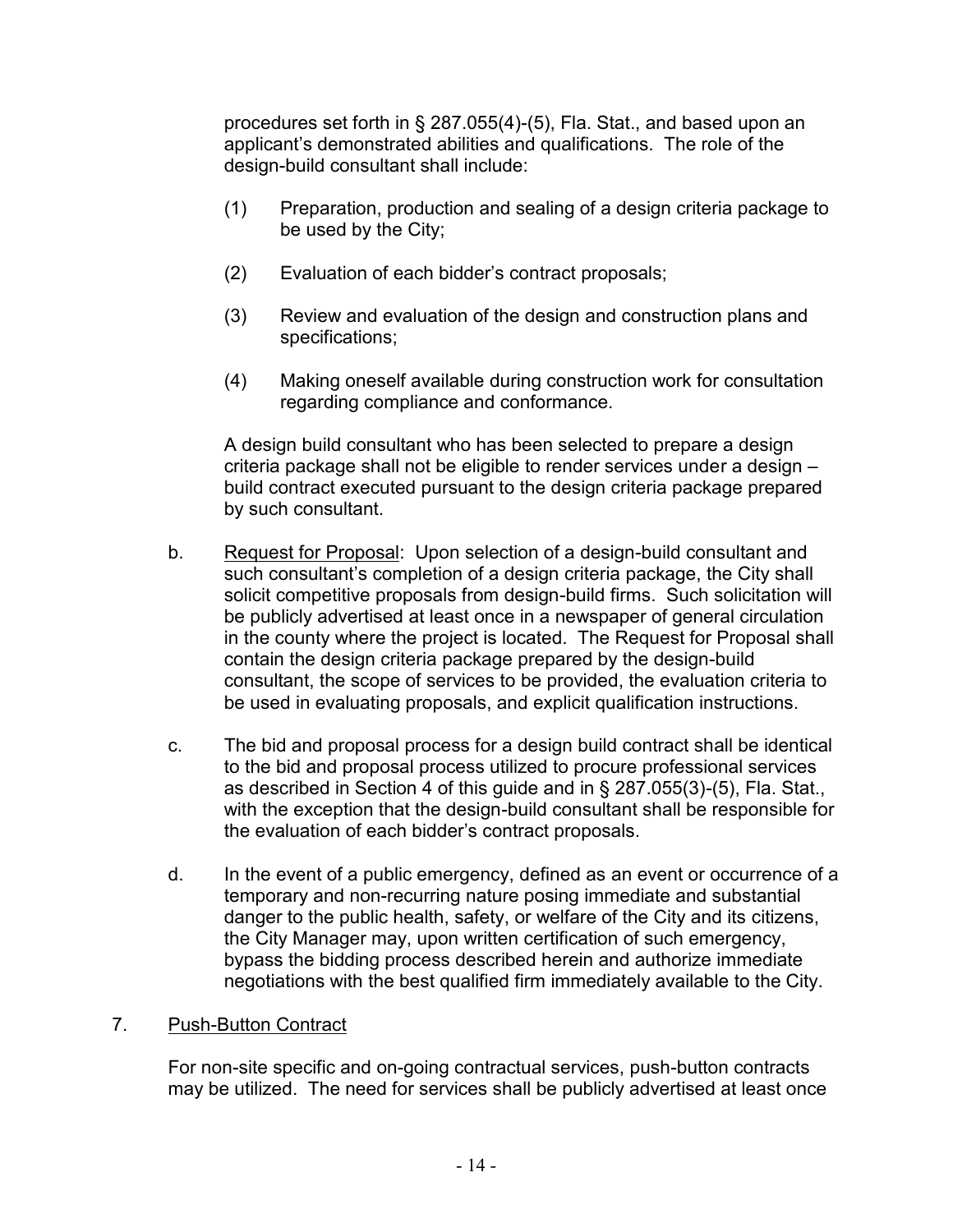procedures set forth in § 287.055(4)-(5), Fla. Stat., and based upon an applicant's demonstrated abilities and qualifications. The role of the design-build consultant shall include:

(1) Preparation, production and sealing of a design criteria package to be used by the City;

(2) Evaluation of each bidder's contract proposals;

(3) Review and evaluation of the design and construction plans and specifications;

(4) Making oneself available during construction work for consultation regarding compliance and conformance.

A design build consultant who has been selected to prepare a design criteria package shall not be eligible to render services under a design – build contract executed pursuant to the design criteria package prepared by such consultant.

b. <u>Request for Proposal</u>: Upon selection of a design-build consultant and such consultant's completion of a design criteria package, the City shall solicit competitive proposals from design-build firms. Such solicitation will be publicly advertised at least once in a newspaper of general circulation in the county where the project is located. The Request for Proposal shall contain the design criteria package prepared by the design-build consultant, the scope of services to be provided, the evaluation criteria to be used in evaluating proposals, and explicit qualification instructions.

c. The bid and proposal process for a design build contract shall be identical to the bid and proposal process utilized to procure professional services as described in Section 4 of this guide and in § 287.055(3)-(5), Fla. Stat., with the exception that the design-build consultant shall be responsible for the evaluation of each bidder's contract proposals.

d. In the event of a public emergency, defined as an event or occurrence of a temporary and non-recurring nature posing immediate and substantial danger to the public health, safety, or welfare of the City and its citizens, the City Manager may, upon written certification of such emergency, bypass the bidding process described herein and authorize immediate negotiations with the best qualified firm immediately available to the City.

7. <u>Push-Button Contract</u>

For non-site specific and on-going contractual services, push-button contracts may be utilized. The need for services shall be publicly advertised at least once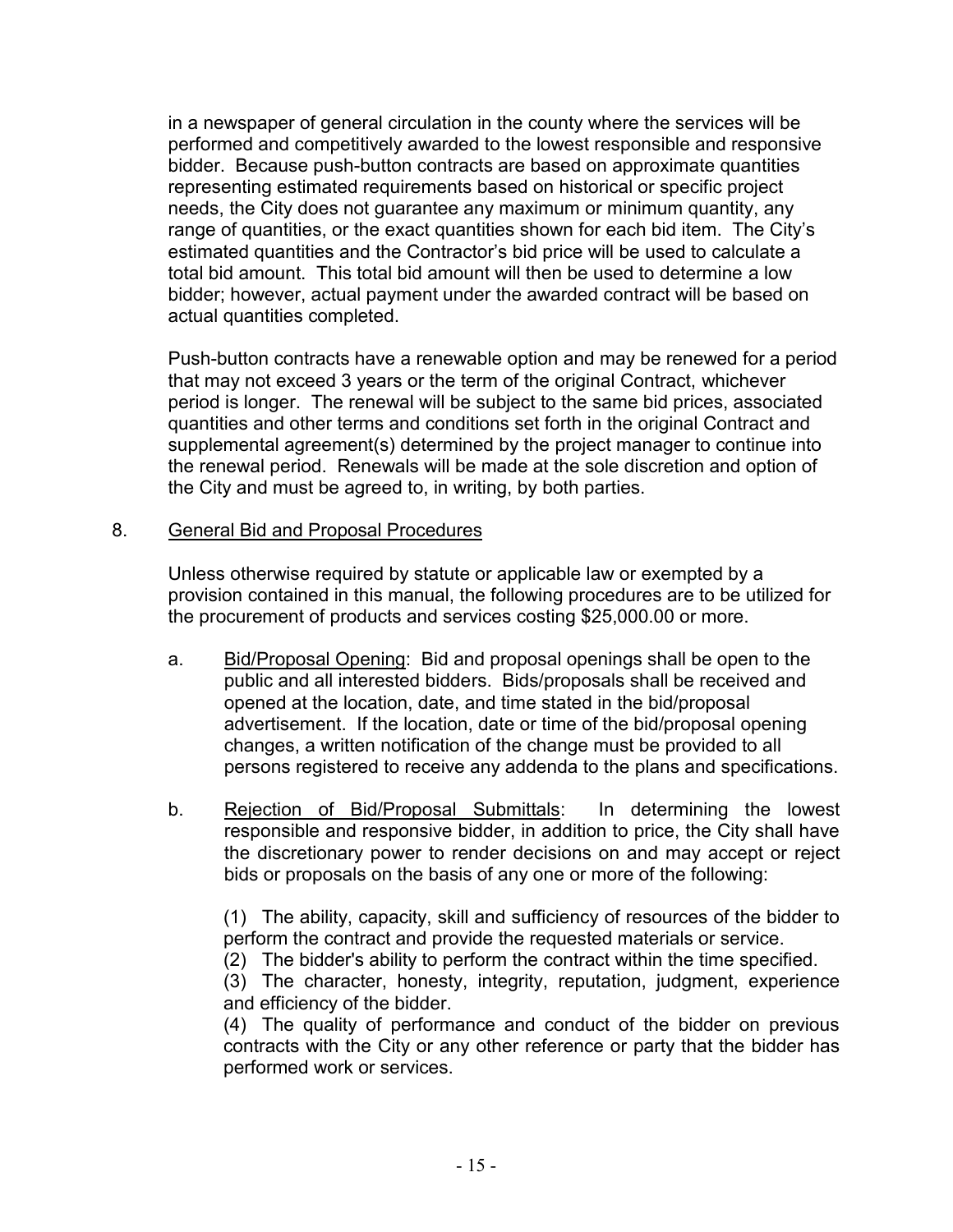in a newspaper of general circulation in the county where the services will be performed and competitively awarded to the lowest responsible and responsive bidder. Because push-button contracts are based on approximate quantities representing estimated requirements based on historical or specific project needs, the City does not guarantee any maximum or minimum quantity, any range of quantities, or the exact quantities shown for each bid item. The City's estimated quantities and the Contractor's bid price will be used to calculate a total bid amount. This total bid amount will then be used to determine a low bidder; however, actual payment under the awarded contract will be based on actual quantities completed.

Push-button contracts have a renewable option and may be renewed for a period that may not exceed 3 years or the term of the original Contract, whichever period is longer. The renewal will be subject to the same bid prices, associated quantities and other terms and conditions set forth in the original Contract and supplemental agreement(s) determined by the project manager to continue into the renewal period. Renewals will be made at the sole discretion and option of the City and must be agreed to, in writing, by both parties.

8. <u>General Bid and Proposal Procedures</u>

Unless otherwise required by statute or applicable law or exempted by a provision contained in this manual, the following procedures are to be utilized for the procurement of products and services costing $25,000.00 or more.

a. <u>Bid/Proposal Opening</u>: Bid and proposal openings shall be open to the public and all interested bidders. Bids/proposals shall be received and opened at the location, date, and time stated in the bid/proposal advertisement. If the location, date or time of the bid/proposal opening changes, a written notification of the change must be provided to all persons registered to receive any addenda to the plans and specifications.

b. <u>Rejection of Bid/Proposal Submittals</u>: In determining the lowest responsible and responsive bidder, in addition to price, the City shall have the discretionary power to render decisions on and may accept or reject bids or proposals on the basis of any one or more of the following:

(1) The ability, capacity, skill and sufficiency of resources of the bidder to perform the contract and provide the requested materials or service.
(2) The bidder's ability to perform the contract within the time specified.
(3) The character, honesty, integrity, reputation, judgment, experience and efficiency of the bidder.
(4) The quality of performance and conduct of the bidder on previous contracts with the City or any other reference or party that the bidder has performed work or services.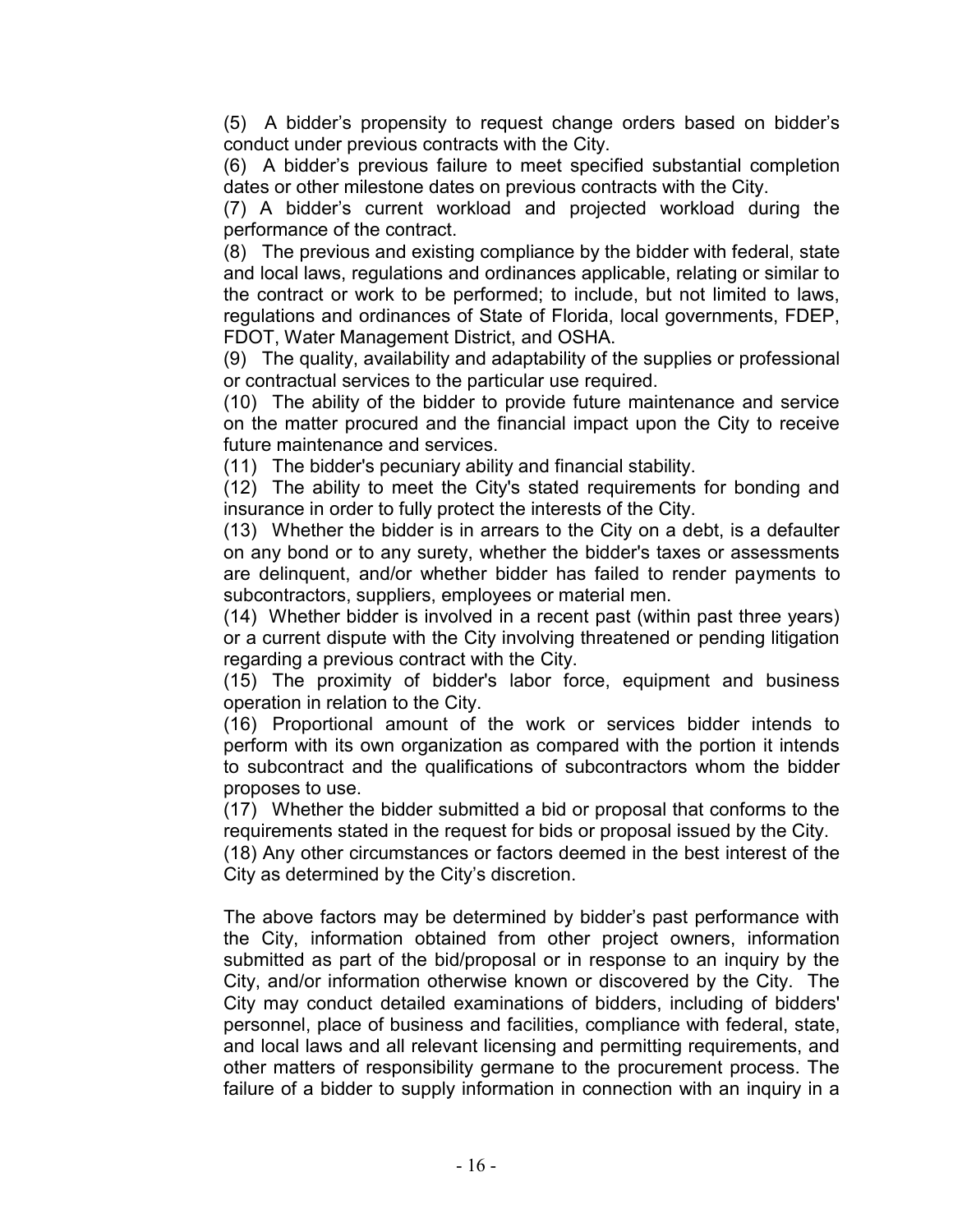(5) A bidder's propensity to request change orders based on bidder's conduct under previous contracts with the City.

(6) A bidder's previous failure to meet specified substantial completion dates or other milestone dates on previous contracts with the City.

(7) A bidder's current workload and projected workload during the performance of the contract.

(8) The previous and existing compliance by the bidder with federal, state and local laws, regulations and ordinances applicable, relating or similar to the contract or work to be performed; to include, but not limited to laws, regulations and ordinances of State of Florida, local governments, FDEP, FDOT, Water Management District, and OSHA.

(9) The quality, availability and adaptability of the supplies or professional or contractual services to the particular use required.

(10) The ability of the bidder to provide future maintenance and service on the matter procured and the financial impact upon the City to receive future maintenance and services.

(11) The bidder's pecuniary ability and financial stability.

(12) The ability to meet the City's stated requirements for bonding and insurance in order to fully protect the interests of the City.

(13) Whether the bidder is in arrears to the City on a debt, is a defaulter on any bond or to any surety, whether the bidder's taxes or assessments are delinquent, and/or whether bidder has failed to render payments to subcontractors, suppliers, employees or material men.

(14) Whether bidder is involved in a recent past (within past three years) or a current dispute with the City involving threatened or pending litigation regarding a previous contract with the City.

(15) The proximity of bidder's labor force, equipment and business operation in relation to the City.

(16) Proportional amount of the work or services bidder intends to perform with its own organization as compared with the portion it intends to subcontract and the qualifications of subcontractors whom the bidder proposes to use.

(17) Whether the bidder submitted a bid or proposal that conforms to the requirements stated in the request for bids or proposal issued by the City.

(18) Any other circumstances or factors deemed in the best interest of the City as determined by the City's discretion.

The above factors may be determined by bidder's past performance with the City, information obtained from other project owners, information submitted as part of the bid/proposal or in response to an inquiry by the City, and/or information otherwise known or discovered by the City. The City may conduct detailed examinations of bidders, including of bidders' personnel, place of business and facilities, compliance with federal, state, and local laws and all relevant licensing and permitting requirements, and other matters of responsibility germane to the procurement process. The failure of a bidder to supply information in connection with an inquiry in a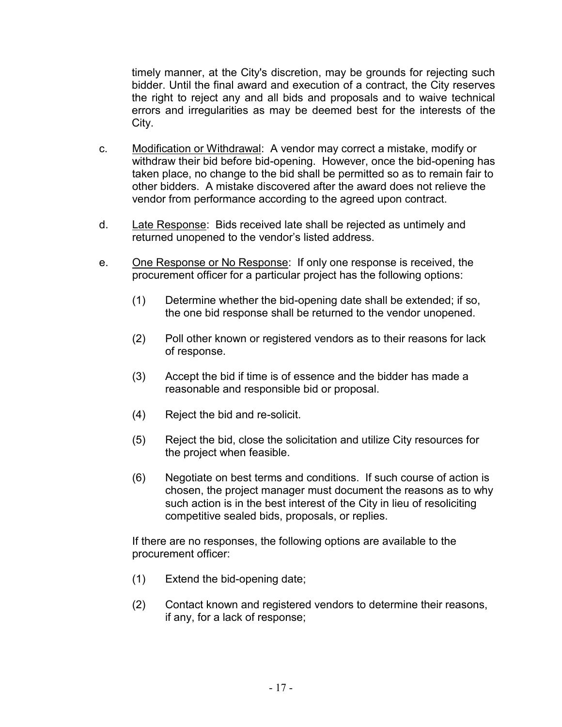timely manner, at the City's discretion, may be grounds for rejecting such bidder. Until the final award and execution of a contract, the City reserves the right to reject any and all bids and proposals and to waive technical errors and irregularities as may be deemed best for the interests of the City.

c. Modification or Withdrawal: A vendor may correct a mistake, modify or withdraw their bid before bid-opening. However, once the bid-opening has taken place, no change to the bid shall be permitted so as to remain fair to other bidders. A mistake discovered after the award does not relieve the vendor from performance according to the agreed upon contract.

d. Late Response: Bids received late shall be rejected as untimely and returned unopened to the vendor's listed address.

e. One Response or No Response: If only one response is received, the procurement officer for a particular project has the following options:

    (1) Determine whether the bid-opening date shall be extended; if so, the one bid response shall be returned to the vendor unopened.

    (2) Poll other known or registered vendors as to their reasons for lack of response.

    (3) Accept the bid if time is of essence and the bidder has made a reasonable and responsible bid or proposal.

    (4) Reject the bid and re-solicit.

    (5) Reject the bid, close the solicitation and utilize City resources for the project when feasible.

    (6) Negotiate on best terms and conditions. If such course of action is chosen, the project manager must document the reasons as to why such action is in the best interest of the City in lieu of resoliciting competitive sealed bids, proposals, or replies.

    If there are no responses, the following options are available to the procurement officer:

    (1) Extend the bid-opening date;

    (2) Contact known and registered vendors to determine their reasons, if any, for a lack of response;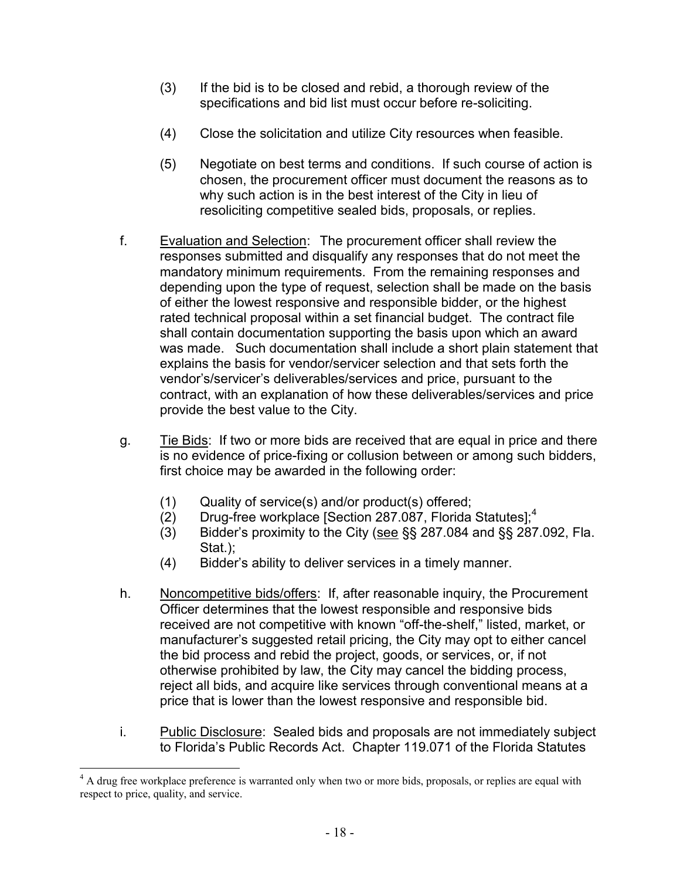(3) If the bid is to be closed and rebid, a thorough review of the specifications and bid list must occur before re-soliciting.

(4) Close the solicitation and utilize City resources when feasible.

(5) Negotiate on best terms and conditions. If such course of action is chosen, the procurement officer must document the reasons as to why such action is in the best interest of the City in lieu of resoliciting competitive sealed bids, proposals, or replies.

f. Evaluation and Selection: The procurement officer shall review the responses submitted and disqualify any responses that do not meet the mandatory minimum requirements. From the remaining responses and depending upon the type of request, selection shall be made on the basis of either the lowest responsive and responsible bidder, or the highest rated technical proposal within a set financial budget. The contract file shall contain documentation supporting the basis upon which an award was made. Such documentation shall include a short plain statement that explains the basis for vendor/servicer selection and that sets forth the vendor's/servicer's deliverables/services and price, pursuant to the contract, with an explanation of how these deliverables/services and price provide the best value to the City.

g. Tie Bids: If two or more bids are received that are equal in price and there is no evidence of price-fixing or collusion between or among such bidders, first choice may be awarded in the following order:

(1) Quality of service(s) and/or product(s) offered;
(2) Drug-free workplace [Section 287.087, Florida Statutes];[4]
(3) Bidder's proximity to the City (see §§ 287.084 and §§ 287.092, Fla. Stat.);
(4) Bidder's ability to deliver services in a timely manner.

h. Noncompetitive bids/offers: If, after reasonable inquiry, the Procurement Officer determines that the lowest responsible and responsive bids received are not competitive with known "off-the-shelf," listed, market, or manufacturer's suggested retail pricing, the City may opt to either cancel the bid process and rebid the project, goods, or services, or, if not otherwise prohibited by law, the City may cancel the bidding process, reject all bids, and acquire like services through conventional means at a price that is lower than the lowest responsive and responsible bid.

i. Public Disclosure: Sealed bids and proposals are not immediately subject to Florida's Public Records Act. Chapter 119.071 of the Florida Statutes

[4] A drug free workplace preference is warranted only when two or more bids, proposals, or replies are equal with respect to price, quality, and service.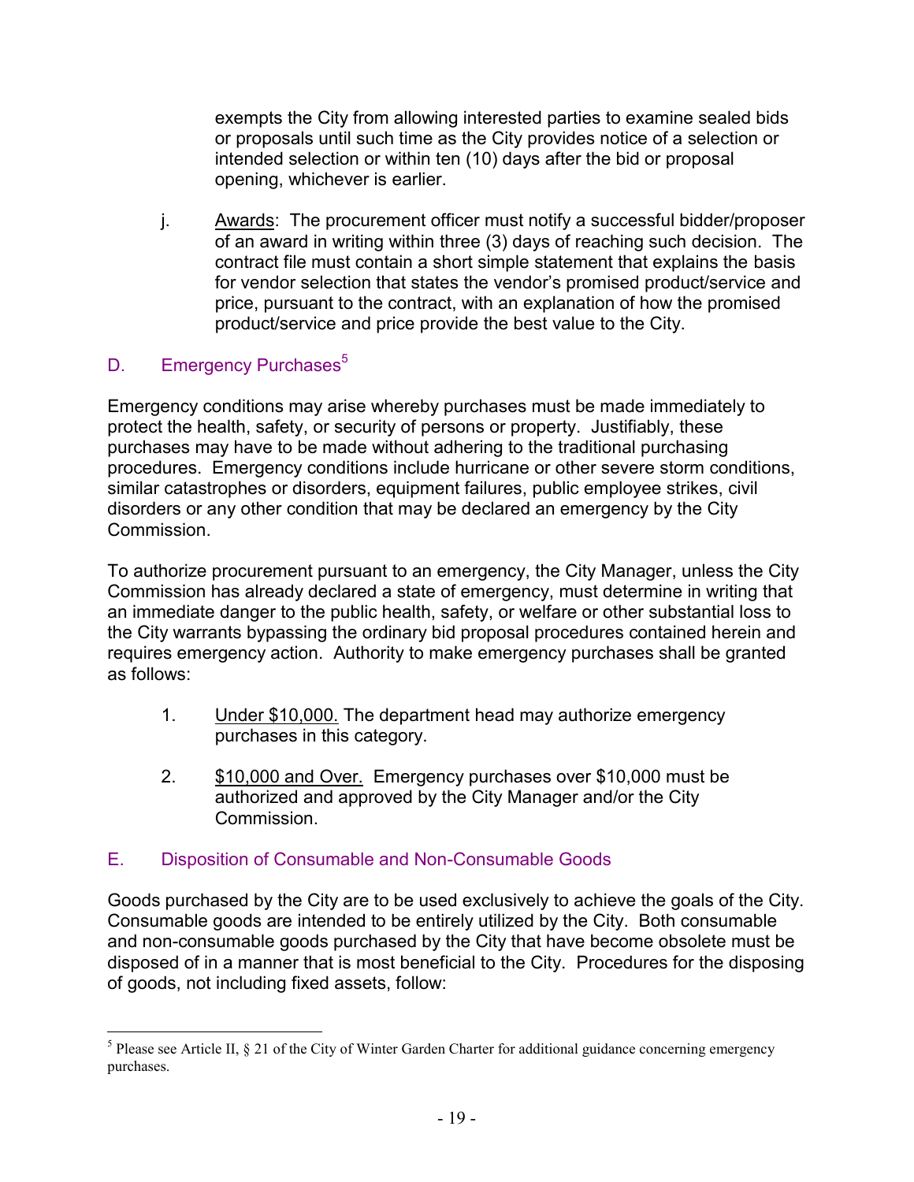exempts the City from allowing interested parties to examine sealed bids or proposals until such time as the City provides notice of a selection or intended selection or within ten (10) days after the bid or proposal opening, whichever is earlier.

j. Awards: The procurement officer must notify a successful bidder/proposer of an award in writing within three (3) days of reaching such decision. The contract file must contain a short simple statement that explains the basis for vendor selection that states the vendor's promised product/service and price, pursuant to the contract, with an explanation of how the promised product/service and price provide the best value to the City.

## D. Emergency Purchases[5]

Emergency conditions may arise whereby purchases must be made immediately to protect the health, safety, or security of persons or property. Justifiably, these purchases may have to be made without adhering to the traditional purchasing procedures. Emergency conditions include hurricane or other severe storm conditions, similar catastrophes or disorders, equipment failures, public employee strikes, civil disorders or any other condition that may be declared an emergency by the City Commission.

To authorize procurement pursuant to an emergency, the City Manager, unless the City Commission has already declared a state of emergency, must determine in writing that an immediate danger to the public health, safety, or welfare or other substantial loss to the City warrants bypassing the ordinary bid proposal procedures contained herein and requires emergency action. Authority to make emergency purchases shall be granted as follows:

1. Under $10,000. The department head may authorize emergency purchases in this category.

2. $10,000 and Over. Emergency purchases over $10,000 must be authorized and approved by the City Manager and/or the City Commission.

## E. Disposition of Consumable and Non-Consumable Goods

Goods purchased by the City are to be used exclusively to achieve the goals of the City. Consumable goods are intended to be entirely utilized by the City. Both consumable and non-consumable goods purchased by the City that have become obsolete must be disposed of in a manner that is most beneficial to the City. Procedures for the disposing of goods, not including fixed assets, follow:

---

[5] Please see Article II, § 21 of the City of Winter Garden Charter for additional guidance concerning emergency purchases.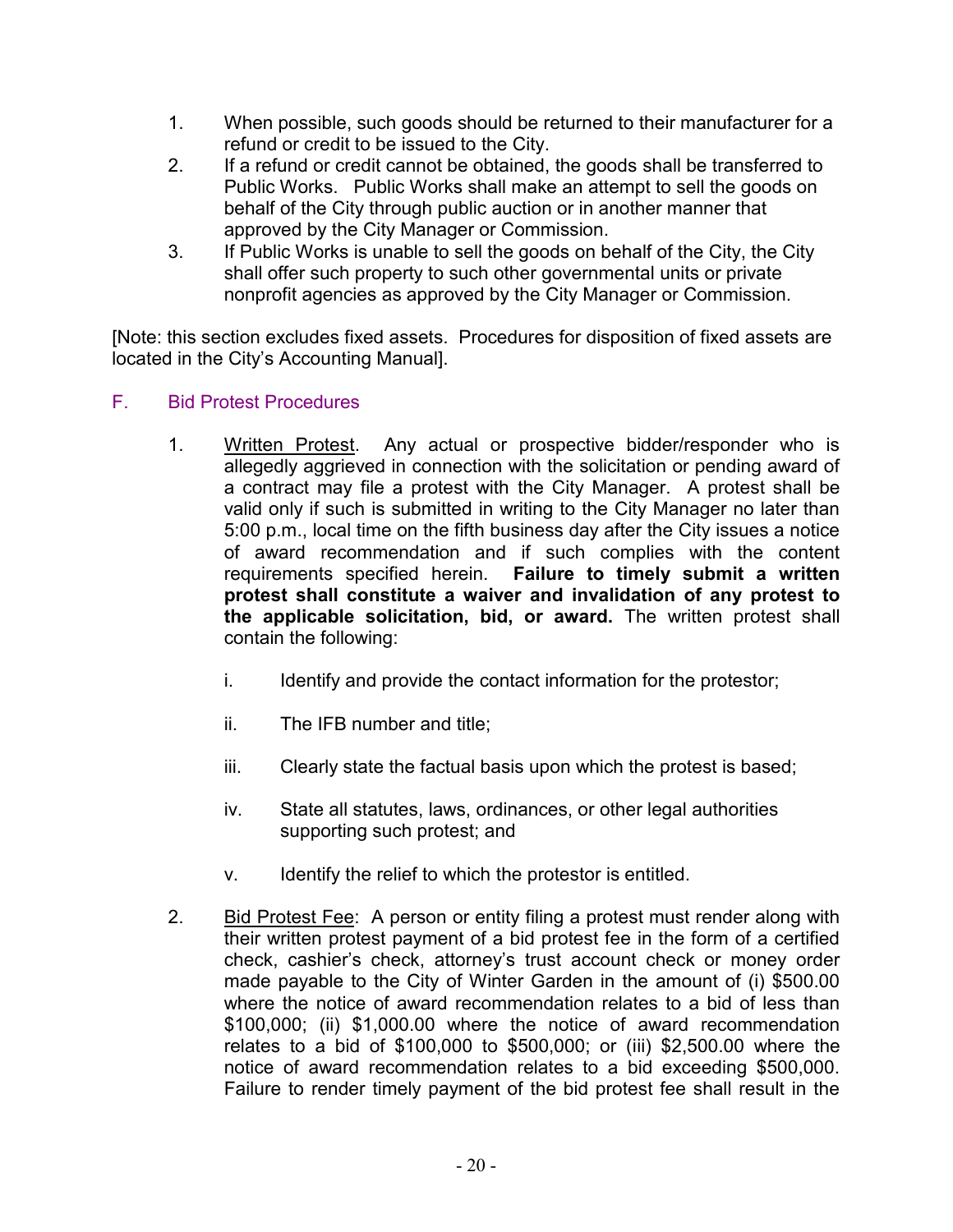1. When possible, such goods should be returned to their manufacturer for a refund or credit to be issued to the City.
2. If a refund or credit cannot be obtained, the goods shall be transferred to Public Works. Public Works shall make an attempt to sell the goods on behalf of the City through public auction or in another manner that approved by the City Manager or Commission.
3. If Public Works is unable to sell the goods on behalf of the City, the City shall offer such property to such other governmental units or private nonprofit agencies as approved by the City Manager or Commission.

[Note: this section excludes fixed assets. Procedures for disposition of fixed assets are located in the City's Accounting Manual].

## F. Bid Protest Procedures

1. Written Protest. Any actual or prospective bidder/responder who is allegedly aggrieved in connection with the solicitation or pending award of a contract may file a protest with the City Manager. A protest shall be valid only if such is submitted in writing to the City Manager no later than 5:00 p.m., local time on the fifth business day after the City issues a notice of award recommendation and if such complies with the content requirements specified herein. **Failure to timely submit a written protest shall constitute a waiver and invalidation of any protest to the applicable solicitation, bid, or award.** The written protest shall contain the following:

   i. Identify and provide the contact information for the protestor;

   ii. The IFB number and title;

   iii. Clearly state the factual basis upon which the protest is based;

   iv. State all statutes, laws, ordinances, or other legal authorities supporting such protest; and

   v. Identify the relief to which the protestor is entitled.

2. Bid Protest Fee: A person or entity filing a protest must render along with their written protest payment of a bid protest fee in the form of a certified check, cashier's check, attorney's trust account check or money order made payable to the City of Winter Garden in the amount of (i) $500.00 where the notice of award recommendation relates to a bid of less than $100,000; (ii) $1,000.00 where the notice of award recommendation relates to a bid of $100,000 to $500,000; or (iii) $2,500.00 where the notice of award recommendation relates to a bid exceeding $500,000. Failure to render timely payment of the bid protest fee shall result in the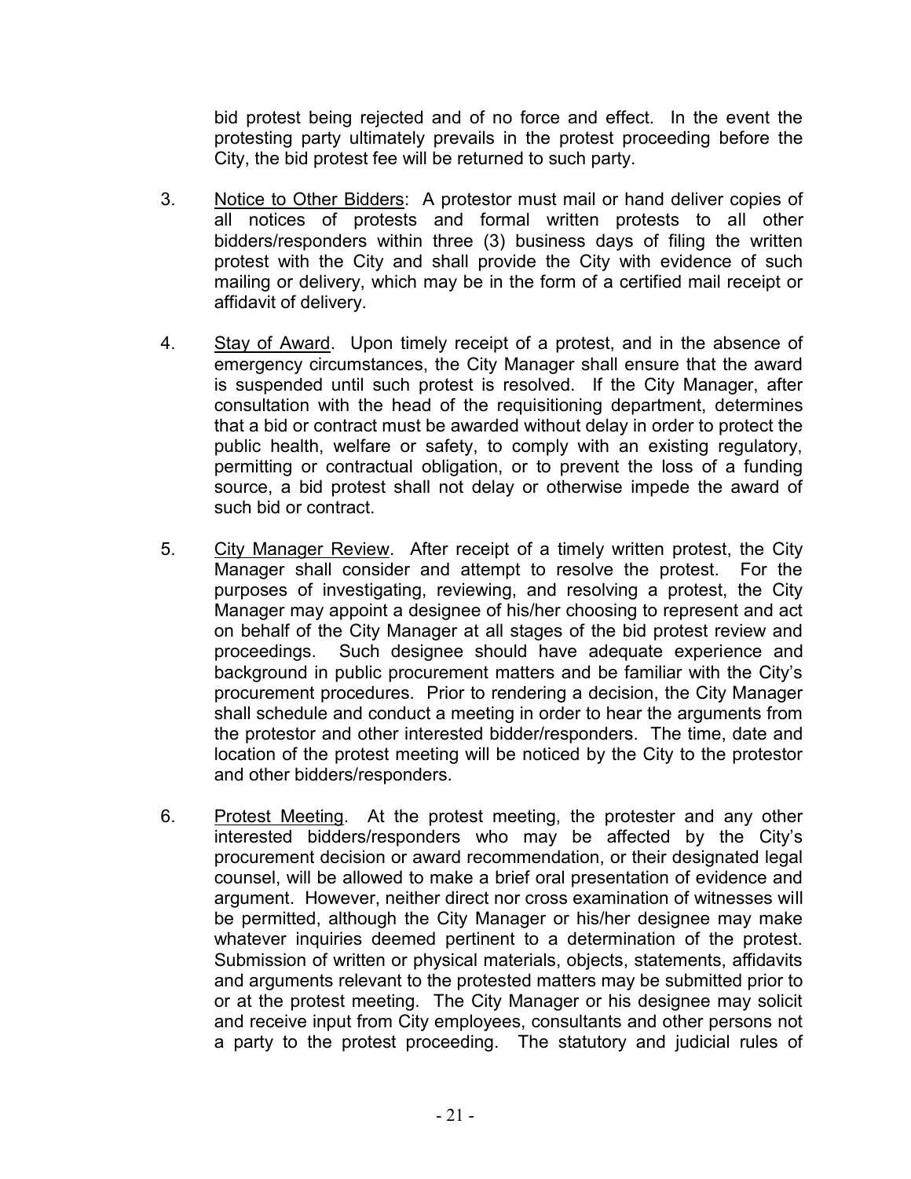bid protest being rejected and of no force and effect. In the event the protesting party ultimately prevails in the protest proceeding before the City, the bid protest fee will be returned to such party.

3. Notice to Other Bidders: A protestor must mail or hand deliver copies of all notices of protests and formal written protests to all other bidders/responders within three (3) business days of filing the written protest with the City and shall provide the City with evidence of such mailing or delivery, which may be in the form of a certified mail receipt or affidavit of delivery.

4. Stay of Award. Upon timely receipt of a protest, and in the absence of emergency circumstances, the City Manager shall ensure that the award is suspended until such protest is resolved. If the City Manager, after consultation with the head of the requisitioning department, determines that a bid or contract must be awarded without delay in order to protect the public health, welfare or safety, to comply with an existing regulatory, permitting or contractual obligation, or to prevent the loss of a funding source, a bid protest shall not delay or otherwise impede the award of such bid or contract.

5. City Manager Review. After receipt of a timely written protest, the City Manager shall consider and attempt to resolve the protest. For the purposes of investigating, reviewing, and resolving a protest, the City Manager may appoint a designee of his/her choosing to represent and act on behalf of the City Manager at all stages of the bid protest review and proceedings. Such designee should have adequate experience and background in public procurement matters and be familiar with the City's procurement procedures. Prior to rendering a decision, the City Manager shall schedule and conduct a meeting in order to hear the arguments from the protestor and other interested bidder/responders. The time, date and location of the protest meeting will be noticed by the City to the protestor and other bidders/responders.

6. Protest Meeting. At the protest meeting, the protester and any other interested bidders/responders who may be affected by the City's procurement decision or award recommendation, or their designated legal counsel, will be allowed to make a brief oral presentation of evidence and argument. However, neither direct nor cross examination of witnesses will be permitted, although the City Manager or his/her designee may make whatever inquiries deemed pertinent to a determination of the protest. Submission of written or physical materials, objects, statements, affidavits and arguments relevant to the protested matters may be submitted prior to or at the protest meeting. The City Manager or his designee may solicit and receive input from City employees, consultants and other persons not a party to the protest proceeding. The statutory and judicial rules of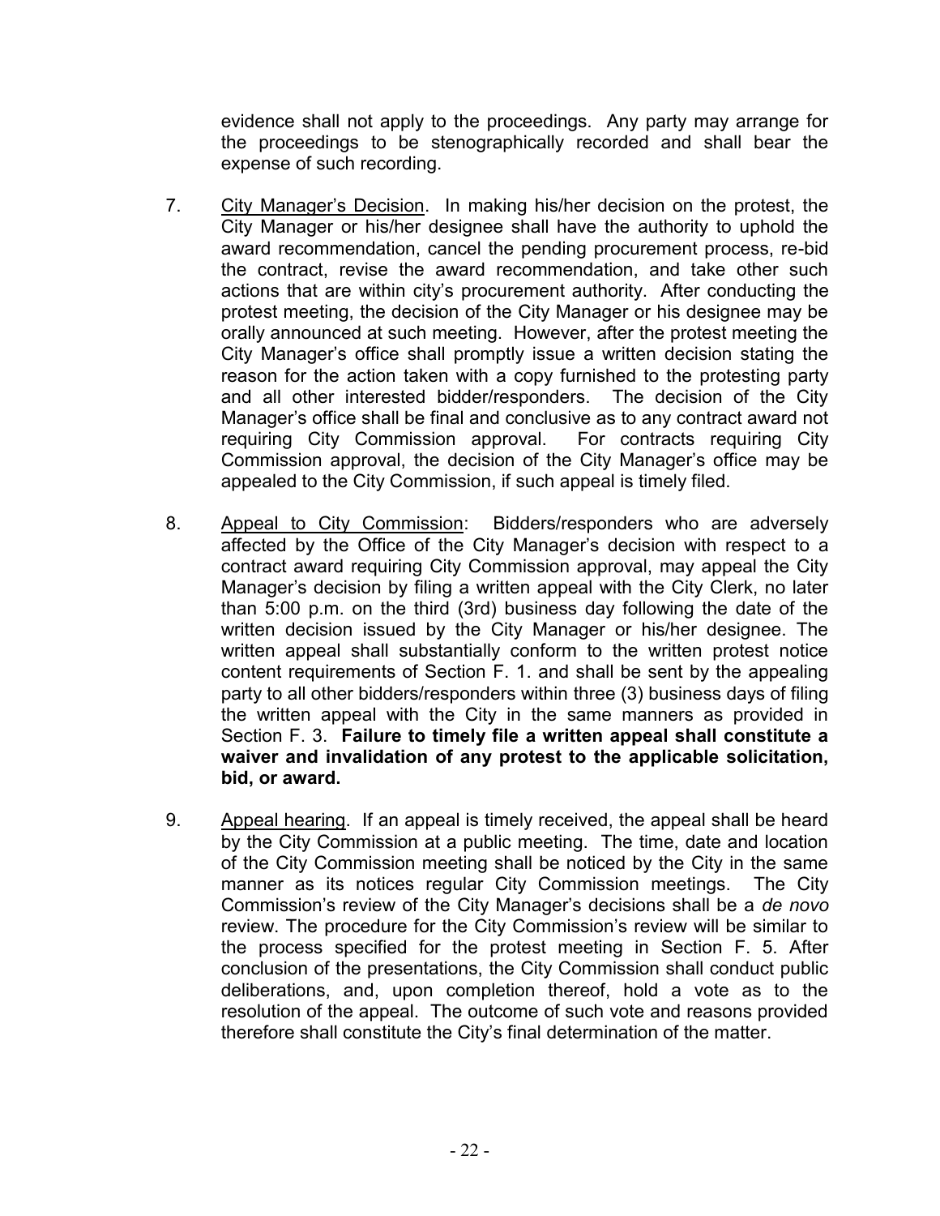evidence shall not apply to the proceedings. Any party may arrange for the proceedings to be stenographically recorded and shall bear the expense of such recording.

7. City Manager's Decision. In making his/her decision on the protest, the City Manager or his/her designee shall have the authority to uphold the award recommendation, cancel the pending procurement process, re-bid the contract, revise the award recommendation, and take other such actions that are within city's procurement authority. After conducting the protest meeting, the decision of the City Manager or his designee may be orally announced at such meeting. However, after the protest meeting the City Manager's office shall promptly issue a written decision stating the reason for the action taken with a copy furnished to the protesting party and all other interested bidder/responders. The decision of the City Manager's office shall be final and conclusive as to any contract award not requiring City Commission approval. For contracts requiring City Commission approval, the decision of the City Manager's office may be appealed to the City Commission, if such appeal is timely filed.

8. Appeal to City Commission: Bidders/responders who are adversely affected by the Office of the City Manager's decision with respect to a contract award requiring City Commission approval, may appeal the City Manager's decision by filing a written appeal with the City Clerk, no later than 5:00 p.m. on the third (3rd) business day following the date of the written decision issued by the City Manager or his/her designee. The written appeal shall substantially conform to the written protest notice content requirements of Section F. 1. and shall be sent by the appealing party to all other bidders/responders within three (3) business days of filing the written appeal with the City in the same manners as provided in Section F. 3. **Failure to timely file a written appeal shall constitute a waiver and invalidation of any protest to the applicable solicitation, bid, or award.**

9. Appeal hearing. If an appeal is timely received, the appeal shall be heard by the City Commission at a public meeting. The time, date and location of the City Commission meeting shall be noticed by the City in the same manner as its notices regular City Commission meetings. The City Commission's review of the City Manager's decisions shall be a *de novo* review. The procedure for the City Commission's review will be similar to the process specified for the protest meeting in Section F. 5. After conclusion of the presentations, the City Commission shall conduct public deliberations, and, upon completion thereof, hold a vote as to the resolution of the appeal. The outcome of such vote and reasons provided therefore shall constitute the City's final determination of the matter.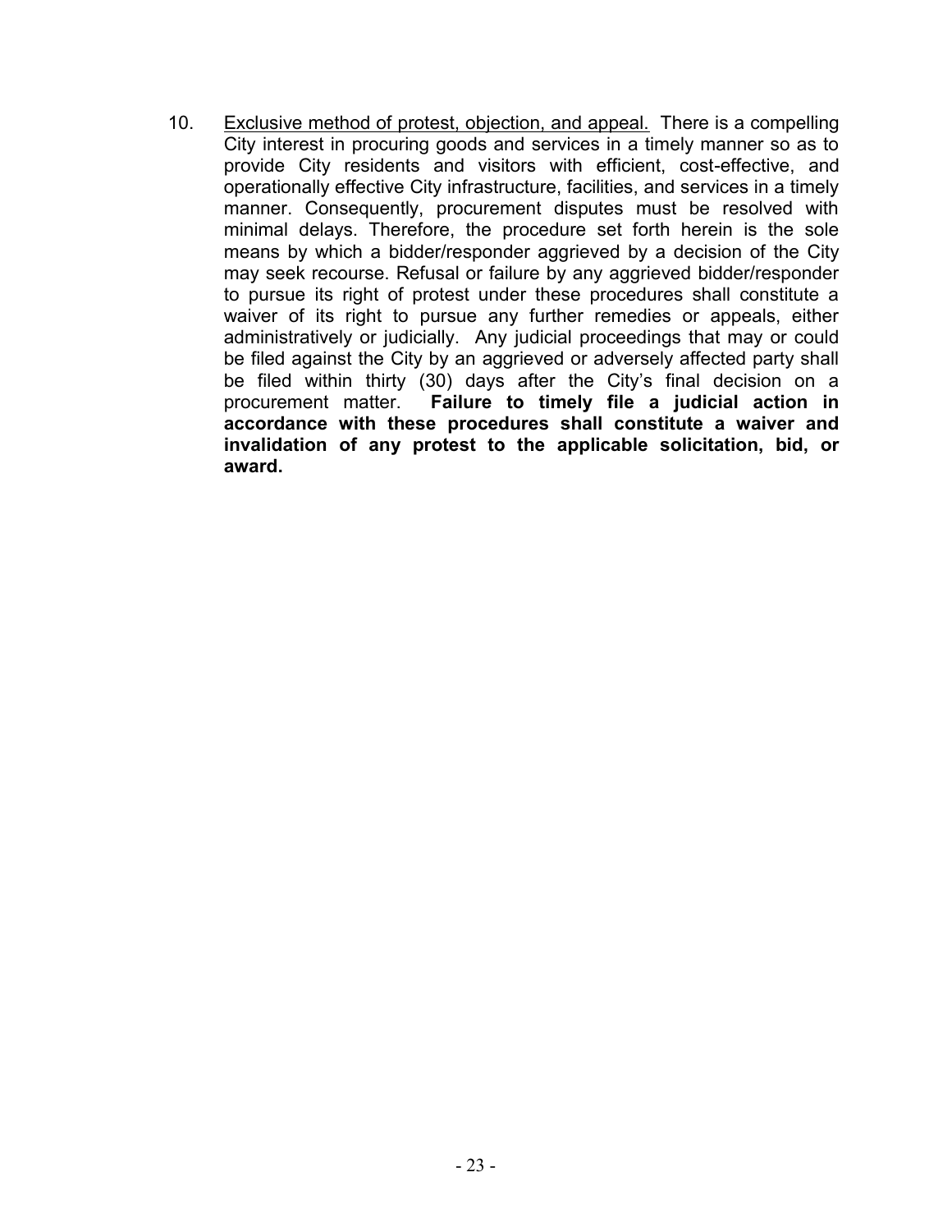10. <u>Exclusive method of protest, objection, and appeal.</u> There is a compelling City interest in procuring goods and services in a timely manner so as to provide City residents and visitors with efficient, cost-effective, and operationally effective City infrastructure, facilities, and services in a timely manner. Consequently, procurement disputes must be resolved with minimal delays. Therefore, the procedure set forth herein is the sole means by which a bidder/responder aggrieved by a decision of the City may seek recourse. Refusal or failure by any aggrieved bidder/responder to pursue its right of protest under these procedures shall constitute a waiver of its right to pursue any further remedies or appeals, either administratively or judicially. Any judicial proceedings that may or could be filed against the City by an aggrieved or adversely affected party shall be filed within thirty (30) days after the City's final decision on a procurement matter. **Failure to timely file a judicial action in accordance with these procedures shall constitute a waiver and invalidation of any protest to the applicable solicitation, bid, or award.**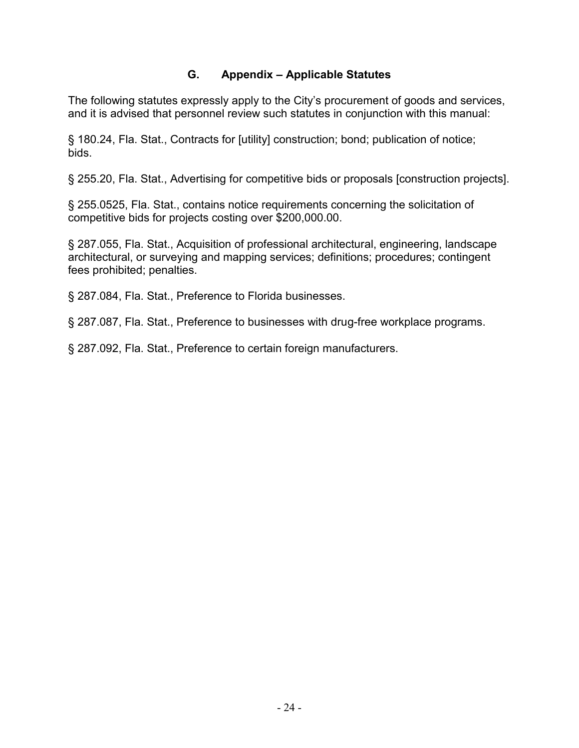## G. Appendix – Applicable Statutes

The following statutes expressly apply to the City's procurement of goods and services, and it is advised that personnel review such statutes in conjunction with this manual:

§ 180.24, Fla. Stat., Contracts for [utility] construction; bond; publication of notice; bids.

§ 255.20, Fla. Stat., Advertising for competitive bids or proposals [construction projects].

§ 255.0525, Fla. Stat., contains notice requirements concerning the solicitation of competitive bids for projects costing over $200,000.00.

§ 287.055, Fla. Stat., Acquisition of professional architectural, engineering, landscape architectural, or surveying and mapping services; definitions; procedures; contingent fees prohibited; penalties.

§ 287.084, Fla. Stat., Preference to Florida businesses.

§ 287.087, Fla. Stat., Preference to businesses with drug-free workplace programs.

§ 287.092, Fla. Stat., Preference to certain foreign manufacturers.